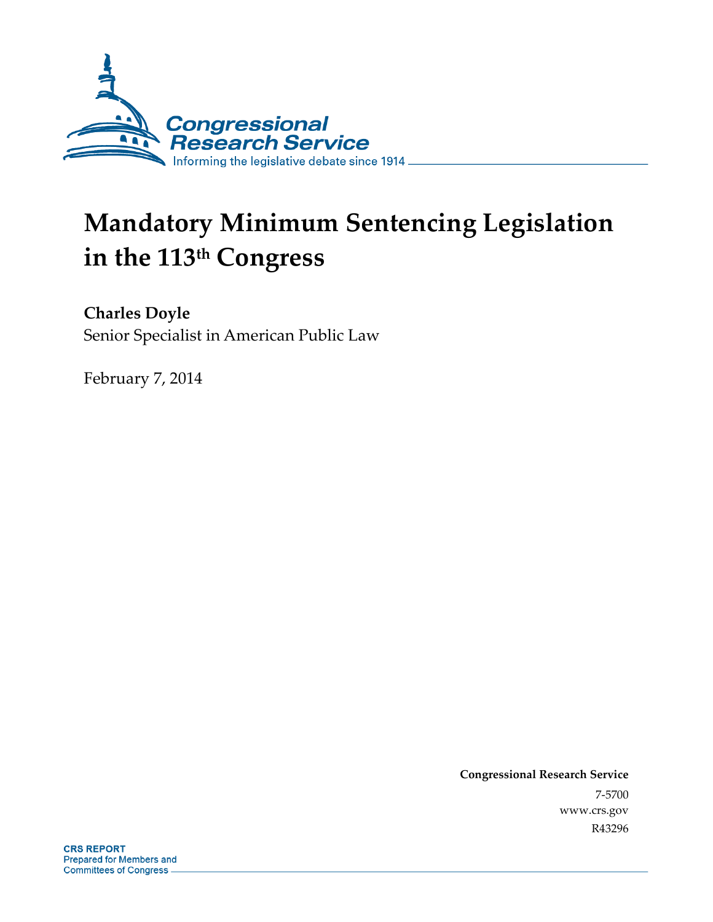Congressional Research Service

Informing the legislative debate since 1914

# Mandatory Minimum Sentencing Legislation in the 113th Congress

**Charles Doyle**

Senior Specialist in American Public Law

February 7, 2014

**Congressional Research Service**

7-5700

www.crs.gov

R43296

**CRS REPORT**

Prepared for Members and Committees of Congress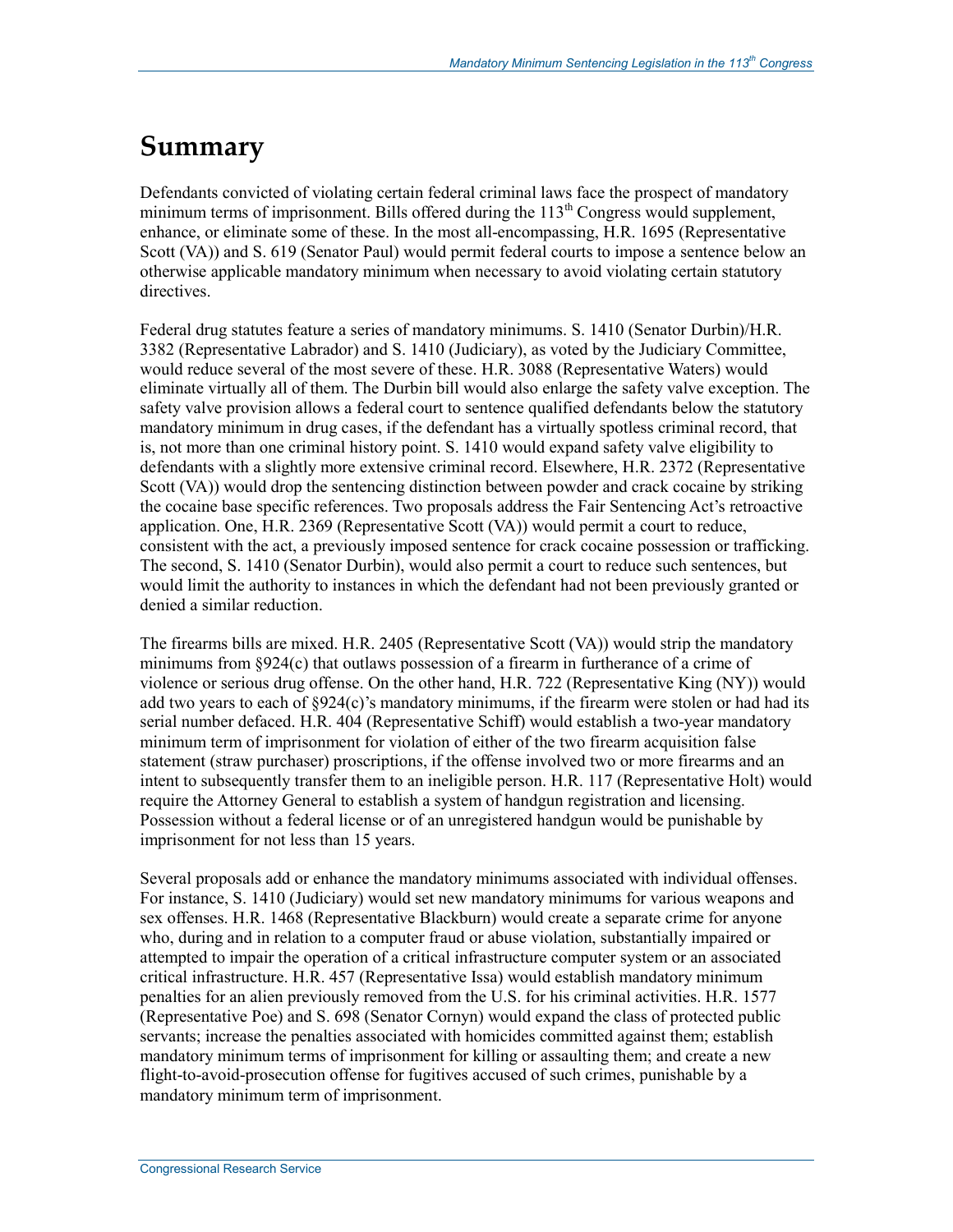# Summary

Defendants convicted of violating certain federal criminal laws face the prospect of mandatory minimum terms of imprisonment. Bills offered during the 113th Congress would supplement, enhance, or eliminate some of these. In the most all-encompassing, H.R. 1695 (Representative Scott (VA)) and S. 619 (Senator Paul) would permit federal courts to impose a sentence below an otherwise applicable mandatory minimum when necessary to avoid violating certain statutory directives.

Federal drug statutes feature a series of mandatory minimums. S. 1410 (Senator Durbin)/H.R. 3382 (Representative Labrador) and S. 1410 (Judiciary), as voted by the Judiciary Committee, would reduce several of the most severe of these. H.R. 3088 (Representative Waters) would eliminate virtually all of them. The Durbin bill would also enlarge the safety valve exception. The safety valve provision allows a federal court to sentence qualified defendants below the statutory mandatory minimum in drug cases, if the defendant has a virtually spotless criminal record, that is, not more than one criminal history point. S. 1410 would expand safety valve eligibility to defendants with a slightly more extensive criminal record. Elsewhere, H.R. 2372 (Representative Scott (VA)) would drop the sentencing distinction between powder and crack cocaine by striking the cocaine base specific references. Two proposals address the Fair Sentencing Act's retroactive application. One, H.R. 2369 (Representative Scott (VA)) would permit a court to reduce, consistent with the act, a previously imposed sentence for crack cocaine possession or trafficking. The second, S. 1410 (Senator Durbin), would also permit a court to reduce such sentences, but would limit the authority to instances in which the defendant had not been previously granted or denied a similar reduction.

The firearms bills are mixed. H.R. 2405 (Representative Scott (VA)) would strip the mandatory minimums from §924(c) that outlaws possession of a firearm in furtherance of a crime of violence or serious drug offense. On the other hand, H.R. 722 (Representative King (NY)) would add two years to each of §924(c)'s mandatory minimums, if the firearm were stolen or had had its serial number defaced. H.R. 404 (Representative Schiff) would establish a two-year mandatory minimum term of imprisonment for violation of either of the two firearm acquisition false statement (straw purchaser) proscriptions, if the offense involved two or more firearms and an intent to subsequently transfer them to an ineligible person. H.R. 117 (Representative Holt) would require the Attorney General to establish a system of handgun registration and licensing. Possession without a federal license or of an unregistered handgun would be punishable by imprisonment for not less than 15 years.

Several proposals add or enhance the mandatory minimums associated with individual offenses. For instance, S. 1410 (Judiciary) would set new mandatory minimums for various weapons and sex offenses. H.R. 1468 (Representative Blackburn) would create a separate crime for anyone who, during and in relation to a computer fraud or abuse violation, substantially impaired or attempted to impair the operation of a critical infrastructure computer system or an associated critical infrastructure. H.R. 457 (Representative Issa) would establish mandatory minimum penalties for an alien previously removed from the U.S. for his criminal activities. H.R. 1577 (Representative Poe) and S. 698 (Senator Cornyn) would expand the class of protected public servants; increase the penalties associated with homicides committed against them; establish mandatory minimum terms of imprisonment for killing or assaulting them; and create a new flight-to-avoid-prosecution offense for fugitives accused of such crimes, punishable by a mandatory minimum term of imprisonment.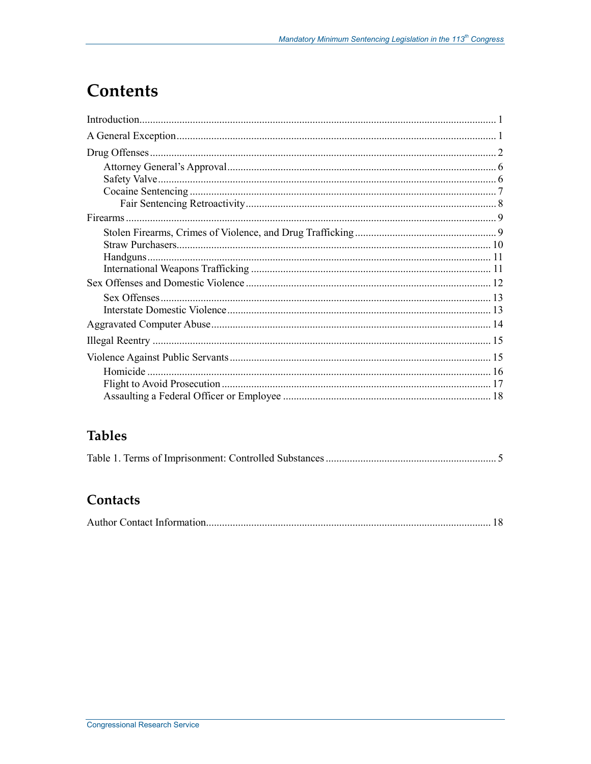# Contents

Introduction .......... 1

A General Exception .......... 1

Drug Offenses .......... 2

- Attorney General's Approval .......... 6
- Safety Valve .......... 6
- Cocaine Sentencing .......... 7
  - Fair Sentencing Retroactivity .......... 8

Firearms .......... 9

- Stolen Firearms, Crimes of Violence, and Drug Trafficking .......... 9
- Straw Purchasers .......... 10
- Handguns .......... 11
- International Weapons Trafficking .......... 11

Sex Offenses and Domestic Violence .......... 12

- Sex Offenses .......... 13
- Interstate Domestic Violence .......... 13

Aggravated Computer Abuse .......... 14

Illegal Reentry .......... 15

Violence Against Public Servants .......... 15

- Homicide .......... 16
- Flight to Avoid Prosecution .......... 17
- Assaulting a Federal Officer or Employee .......... 18

## Tables

Table 1. Terms of Imprisonment: Controlled Substances .......... 5

## Contacts

Author Contact Information .......... 18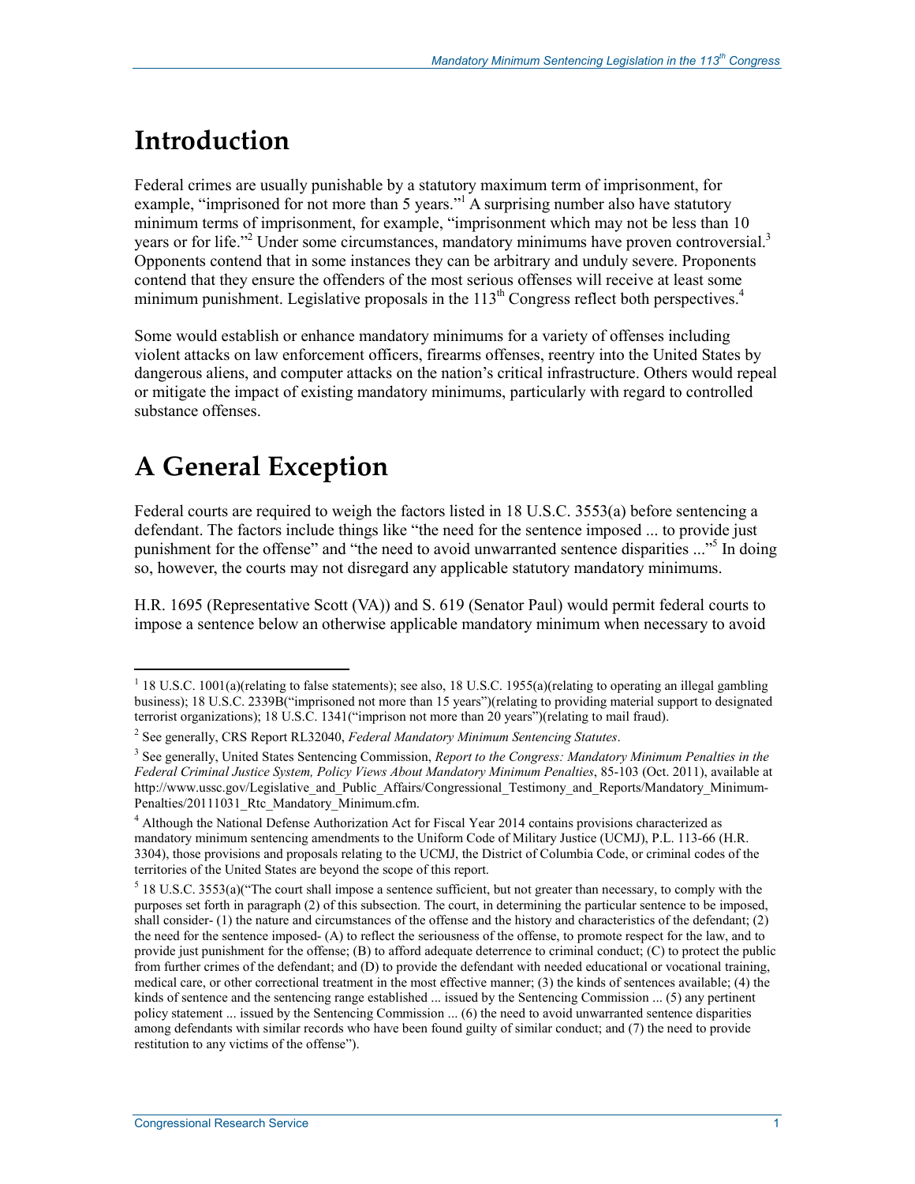# Introduction

Federal crimes are usually punishable by a statutory maximum term of imprisonment, for example, "imprisoned for not more than 5 years."[1] A surprising number also have statutory minimum terms of imprisonment, for example, "imprisonment which may not be less than 10 years or for life."[2] Under some circumstances, mandatory minimums have proven controversial.[3] Opponents contend that in some instances they can be arbitrary and unduly severe. Proponents contend that they ensure the offenders of the most serious offenses will receive at least some minimum punishment. Legislative proposals in the 113th Congress reflect both perspectives.[4]

Some would establish or enhance mandatory minimums for a variety of offenses including violent attacks on law enforcement officers, firearms offenses, reentry into the United States by dangerous aliens, and computer attacks on the nation's critical infrastructure. Others would repeal or mitigate the impact of existing mandatory minimums, particularly with regard to controlled substance offenses.

# A General Exception

Federal courts are required to weigh the factors listed in 18 U.S.C. 3553(a) before sentencing a defendant. The factors include things like "the need for the sentence imposed ... to provide just punishment for the offense" and "the need to avoid unwarranted sentence disparities ..."[5] In doing so, however, the courts may not disregard any applicable statutory mandatory minimums.

H.R. 1695 (Representative Scott (VA)) and S. 619 (Senator Paul) would permit federal courts to impose a sentence below an otherwise applicable mandatory minimum when necessary to avoid

---

[1] 18 U.S.C. 1001(a)(relating to false statements); see also, 18 U.S.C. 1955(a)(relating to operating an illegal gambling business); 18 U.S.C. 2339B("imprisoned not more than 15 years")(relating to providing material support to designated terrorist organizations); 18 U.S.C. 1341("imprison not more than 20 years")(relating to mail fraud).

[2] See generally, CRS Report RL32040, *Federal Mandatory Minimum Sentencing Statutes*.

[3] See generally, United States Sentencing Commission, *Report to the Congress: Mandatory Minimum Penalties in the Federal Criminal Justice System, Policy Views About Mandatory Minimum Penalties*, 85-103 (Oct. 2011), available at http://www.ussc.gov/Legislative_and_Public_Affairs/Congressional_Testimony_and_Reports/Mandatory_Minimum-Penalties/20111031_Rtc_Mandatory_Minimum.cfm.

[4] Although the National Defense Authorization Act for Fiscal Year 2014 contains provisions characterized as mandatory minimum sentencing amendments to the Uniform Code of Military Justice (UCMJ), P.L. 113-66 (H.R. 3304), those provisions and proposals relating to the UCMJ, the District of Columbia Code, or criminal codes of the territories of the United States are beyond the scope of this report.

[5] 18 U.S.C. 3553(a)("The court shall impose a sentence sufficient, but not greater than necessary, to comply with the purposes set forth in paragraph (2) of this subsection. The court, in determining the particular sentence to be imposed, shall consider- (1) the nature and circumstances of the offense and the history and characteristics of the defendant; (2) the need for the sentence imposed- (A) to reflect the seriousness of the offense, to promote respect for the law, and to provide just punishment for the offense; (B) to afford adequate deterrence to criminal conduct; (C) to protect the public from further crimes of the defendant; and (D) to provide the defendant with needed educational or vocational training, medical care, or other correctional treatment in the most effective manner; (3) the kinds of sentences available; (4) the kinds of sentence and the sentencing range established ... issued by the Sentencing Commission ... (5) any pertinent policy statement ... issued by the Sentencing Commission ... (6) the need to avoid unwarranted sentence disparities among defendants with similar records who have been found guilty of similar conduct; and (7) the need to provide restitution to any victims of the offense").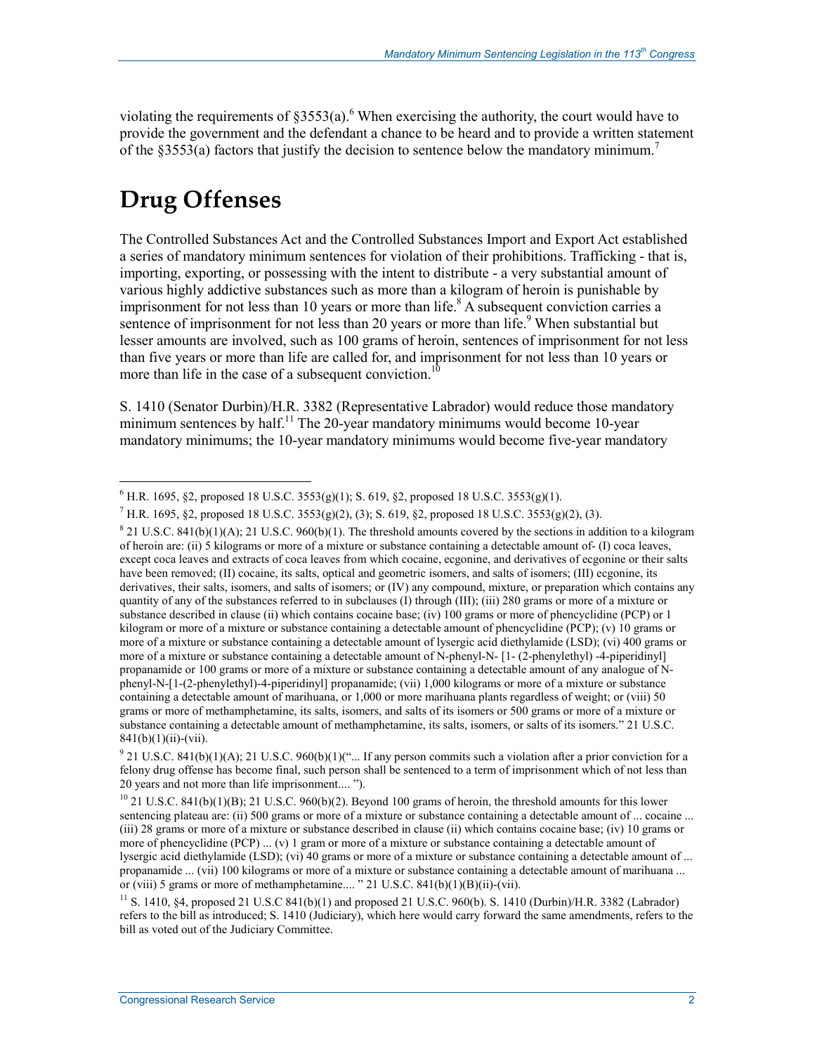violating the requirements of §3553(a).[6] When exercising the authority, the court would have to provide the government and the defendant a chance to be heard and to provide a written statement of the §3553(a) factors that justify the decision to sentence below the mandatory minimum.[7]

## Drug Offenses

The Controlled Substances Act and the Controlled Substances Import and Export Act established a series of mandatory minimum sentences for violation of their prohibitions. Trafficking - that is, importing, exporting, or possessing with the intent to distribute - a very substantial amount of various highly addictive substances such as more than a kilogram of heroin is punishable by imprisonment for not less than 10 years or more than life.[8] A subsequent conviction carries a sentence of imprisonment for not less than 20 years or more than life.[9] When substantial but lesser amounts are involved, such as 100 grams of heroin, sentences of imprisonment for not less than five years or more than life are called for, and imprisonment for not less than 10 years or more than life in the case of a subsequent conviction.[10]

S. 1410 (Senator Durbin)/H.R. 3382 (Representative Labrador) would reduce those mandatory minimum sentences by half.[11] The 20-year mandatory minimums would become 10-year mandatory minimums; the 10-year mandatory minimums would become five-year mandatory

---

[6] H.R. 1695, §2, proposed 18 U.S.C. 3553(g)(1); S. 619, §2, proposed 18 U.S.C. 3553(g)(1).

[7] H.R. 1695, §2, proposed 18 U.S.C. 3553(g)(2), (3); S. 619, §2, proposed 18 U.S.C. 3553(g)(2), (3).

[8] 21 U.S.C. 841(b)(1)(A); 21 U.S.C. 960(b)(1). The threshold amounts covered by the sections in addition to a kilogram of heroin are: (ii) 5 kilograms or more of a mixture or substance containing a detectable amount of- (I) coca leaves, except coca leaves and extracts of coca leaves from which cocaine, ecgonine, and derivatives of ecgonine or their salts have been removed; (II) cocaine, its salts, optical and geometric isomers, and salts of isomers; (III) ecgonine, its derivatives, their salts, isomers, and salts of isomers; or (IV) any compound, mixture, or preparation which contains any quantity of any of the substances referred to in subclauses (I) through (III); (iii) 280 grams or more of a mixture or substance described in clause (ii) which contains cocaine base; (iv) 100 grams or more of phencyclidine (PCP) or 1 kilogram or more of a mixture or substance containing a detectable amount of phencyclidine (PCP); (v) 10 grams or more of a mixture or substance containing a detectable amount of lysergic acid diethylamide (LSD); (vi) 400 grams or more of a mixture or substance containing a detectable amount of N-phenyl-N- [1- (2-phenylethyl) -4-piperidinyl] propanamide or 100 grams or more of a mixture or substance containing a detectable amount of any analogue of N-phenyl-N-[1-(2-phenylethyl)-4-piperidinyl] propanamide; (vii) 1,000 kilograms or more of a mixture or substance containing a detectable amount of marihuana, or 1,000 or more marihuana plants regardless of weight; or (viii) 50 grams or more of methamphetamine, its salts, isomers, and salts of its isomers or 500 grams or more of a mixture or substance containing a detectable amount of methamphetamine, its salts, isomers, or salts of its isomers." 21 U.S.C. 841(b)(1)(ii)-(vii).

[9] 21 U.S.C. 841(b)(1)(A); 21 U.S.C. 960(b)(1)("... If any person commits such a violation after a prior conviction for a felony drug offense has become final, such person shall be sentenced to a term of imprisonment which of not less than 20 years and not more than life imprisonment.... ").

[10] 21 U.S.C. 841(b)(1)(B); 21 U.S.C. 960(b)(2). Beyond 100 grams of heroin, the threshold amounts for this lower sentencing plateau are: (ii) 500 grams or more of a mixture or substance containing a detectable amount of ... cocaine ... (iii) 28 grams or more of a mixture or substance described in clause (ii) which contains cocaine base; (iv) 10 grams or more of phencyclidine (PCP) ... (v) 1 gram or more of a mixture or substance containing a detectable amount of lysergic acid diethylamide (LSD); (vi) 40 grams or more of a mixture or substance containing a detectable amount of ... propanamide ... (vii) 100 kilograms or more of a mixture or substance containing a detectable amount of marihuana ... or (viii) 5 grams or more of methamphetamine.... " 21 U.S.C. 841(b)(1)(B)(ii)-(vii).

[11] S. 1410, §4, proposed 21 U.S.C 841(b)(1) and proposed 21 U.S.C. 960(b). S. 1410 (Durbin)/H.R. 3382 (Labrador) refers to the bill as introduced; S. 1410 (Judiciary), which here would carry forward the same amendments, refers to the bill as voted out of the Judiciary Committee.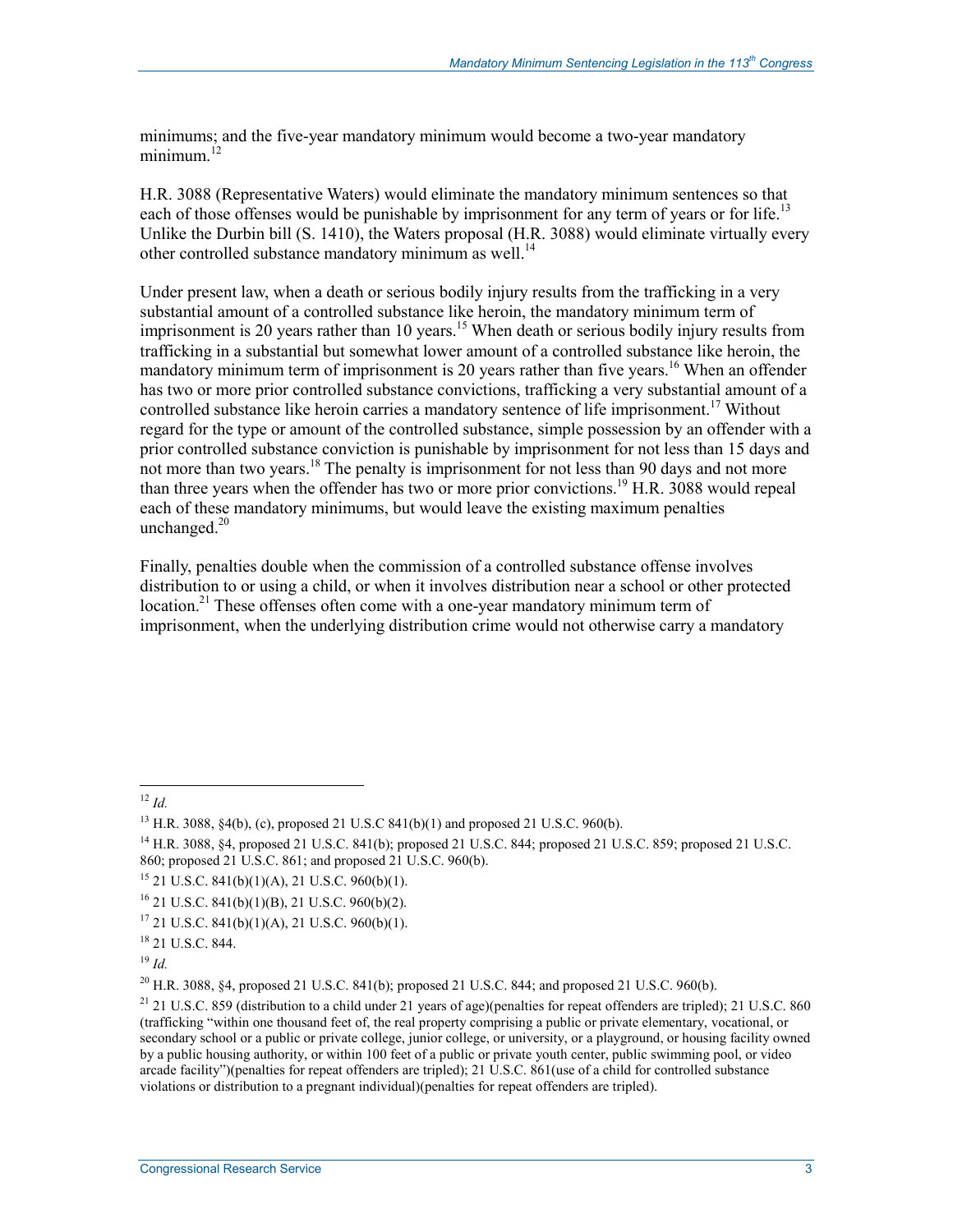minimums; and the five-year mandatory minimum would become a two-year mandatory minimum.[12]

H.R. 3088 (Representative Waters) would eliminate the mandatory minimum sentences so that each of those offenses would be punishable by imprisonment for any term of years or for life.[13] Unlike the Durbin bill (S. 1410), the Waters proposal (H.R. 3088) would eliminate virtually every other controlled substance mandatory minimum as well.[14]

Under present law, when a death or serious bodily injury results from the trafficking in a very substantial amount of a controlled substance like heroin, the mandatory minimum term of imprisonment is 20 years rather than 10 years.[15] When death or serious bodily injury results from trafficking in a substantial but somewhat lower amount of a controlled substance like heroin, the mandatory minimum term of imprisonment is 20 years rather than five years.[16] When an offender has two or more prior controlled substance convictions, trafficking a very substantial amount of a controlled substance like heroin carries a mandatory sentence of life imprisonment.[17] Without regard for the type or amount of the controlled substance, simple possession by an offender with a prior controlled substance conviction is punishable by imprisonment for not less than 15 days and not more than two years.[18] The penalty is imprisonment for not less than 90 days and not more than three years when the offender has two or more prior convictions.[19] H.R. 3088 would repeal each of these mandatory minimums, but would leave the existing maximum penalties unchanged.[20]

Finally, penalties double when the commission of a controlled substance offense involves distribution to or using a child, or when it involves distribution near a school or other protected location.[21] These offenses often come with a one-year mandatory minimum term of imprisonment, when the underlying distribution crime would not otherwise carry a mandatory

---

[12] *Id.*

[13] H.R. 3088, §4(b), (c), proposed 21 U.S.C 841(b)(1) and proposed 21 U.S.C. 960(b).

[14] H.R. 3088, §4, proposed 21 U.S.C. 841(b); proposed 21 U.S.C. 844; proposed 21 U.S.C. 859; proposed 21 U.S.C. 860; proposed 21 U.S.C. 861; and proposed 21 U.S.C. 960(b).

[15] 21 U.S.C. 841(b)(1)(A), 21 U.S.C. 960(b)(1).

[16] 21 U.S.C. 841(b)(1)(B), 21 U.S.C. 960(b)(2).

[17] 21 U.S.C. 841(b)(1)(A), 21 U.S.C. 960(b)(1).

[18] 21 U.S.C. 844.

[19] *Id.*

[20] H.R. 3088, §4, proposed 21 U.S.C. 841(b); proposed 21 U.S.C. 844; and proposed 21 U.S.C. 960(b).

[21] 21 U.S.C. 859 (distribution to a child under 21 years of age)(penalties for repeat offenders are tripled); 21 U.S.C. 860 (trafficking "within one thousand feet of, the real property comprising a public or private elementary, vocational, or secondary school or a public or private college, junior college, or university, or a playground, or housing facility owned by a public housing authority, or within 100 feet of a public or private youth center, public swimming pool, or video arcade facility")(penalties for repeat offenders are tripled); 21 U.S.C. 861(use of a child for controlled substance violations or distribution to a pregnant individual)(penalties for repeat offenders are tripled).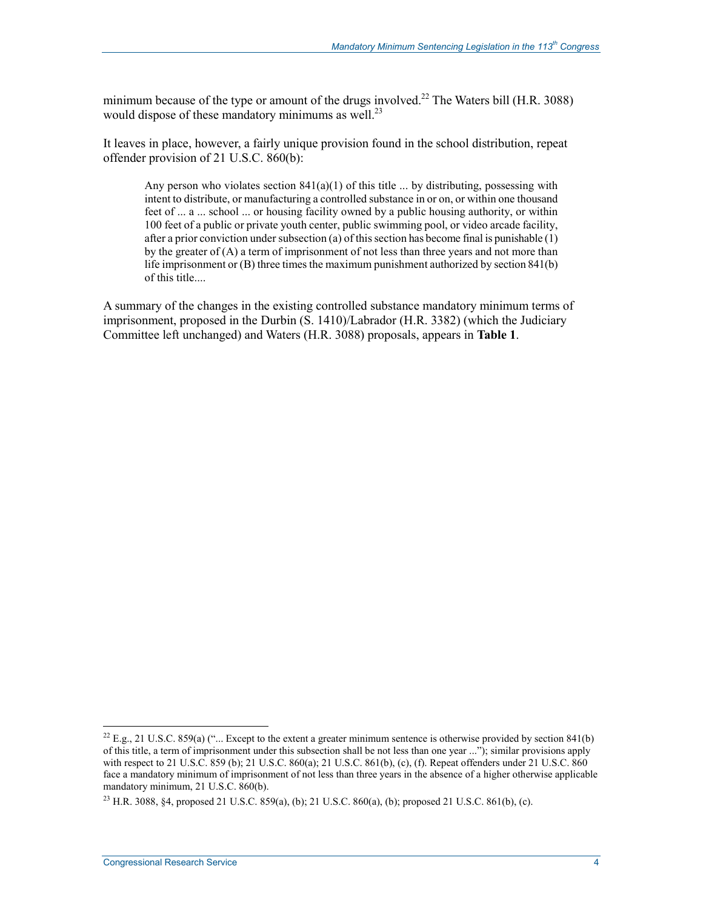minimum because of the type or amount of the drugs involved.[22] The Waters bill (H.R. 3088) would dispose of these mandatory minimums as well.[23]

It leaves in place, however, a fairly unique provision found in the school distribution, repeat offender provision of 21 U.S.C. 860(b):

> Any person who violates section 841(a)(1) of this title ... by distributing, possessing with intent to distribute, or manufacturing a controlled substance in or on, or within one thousand feet of ... a ... school ... or housing facility owned by a public housing authority, or within 100 feet of a public or private youth center, public swimming pool, or video arcade facility, after a prior conviction under subsection (a) of this section has become final is punishable (1) by the greater of (A) a term of imprisonment of not less than three years and not more than life imprisonment or (B) three times the maximum punishment authorized by section 841(b) of this title....

A summary of the changes in the existing controlled substance mandatory minimum terms of imprisonment, proposed in the Durbin (S. 1410)/Labrador (H.R. 3382) (which the Judiciary Committee left unchanged) and Waters (H.R. 3088) proposals, appears in **Table 1**.

---

[22] E.g., 21 U.S.C. 859(a) ("... Except to the extent a greater minimum sentence is otherwise provided by section 841(b) of this title, a term of imprisonment under this subsection shall be not less than one year ..."); similar provisions apply with respect to 21 U.S.C. 859 (b); 21 U.S.C. 860(a); 21 U.S.C. 861(b), (c), (f). Repeat offenders under 21 U.S.C. 860 face a mandatory minimum of imprisonment of not less than three years in the absence of a higher otherwise applicable mandatory minimum, 21 U.S.C. 860(b).

[23] H.R. 3088, §4, proposed 21 U.S.C. 859(a), (b); 21 U.S.C. 860(a), (b); proposed 21 U.S.C. 861(b), (c).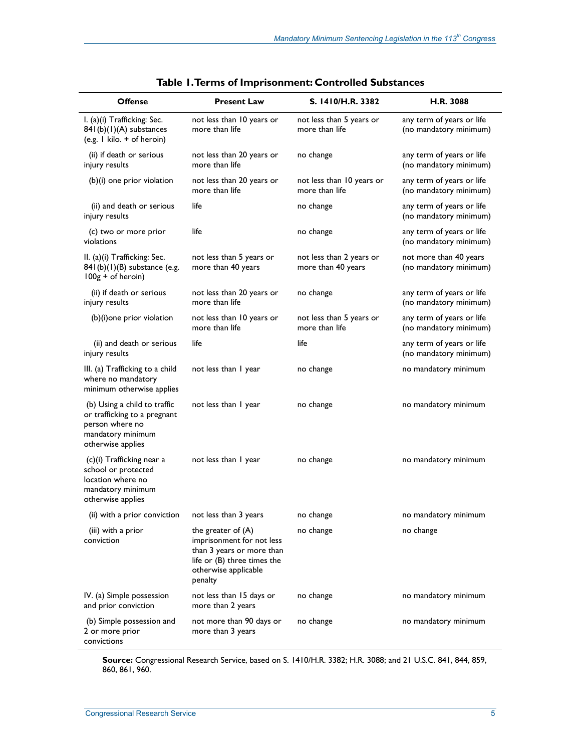**Table 1. Terms of Imprisonment: Controlled Substances**

| Offense | Present Law | S. 1410/H.R. 3382 | H.R. 3088 |
|---|---|---|---|
| I. (a)(i) Trafficking: Sec. 841(b)(1)(A) substances (e.g. 1 kilo. + of heroin) | not less than 10 years or more than life | not less than 5 years or more than life | any term of years or life (no mandatory minimum) |
| (ii) if death or serious injury results | not less than 20 years or more than life | no change | any term of years or life (no mandatory minimum) |
| (b)(i) one prior violation | not less than 20 years or more than life | not less than 10 years or more than life | any term of years or life (no mandatory minimum) |
| (ii) and death or serious injury results | life | no change | any term of years or life (no mandatory minimum) |
| (c) two or more prior violations | life | no change | any term of years or life (no mandatory minimum) |
| II. (a)(i) Trafficking: Sec. 841(b)(1)(B) substance (e.g. 100g + of heroin) | not less than 5 years or more than 40 years | not less than 2 years or more than 40 years | not more than 40 years (no mandatory minimum) |
| (ii) if death or serious injury results | not less than 20 years or more than life | no change | any term of years or life (no mandatory minimum) |
| (b)(i)one prior violation | not less than 10 years or more than life | not less than 5 years or more than life | any term of years or life (no mandatory minimum) |
| (ii) and death or serious injury results | life | life | any term of years or life (no mandatory minimum) |
| III. (a) Trafficking to a child where no mandatory minimum otherwise applies | not less than 1 year | no change | no mandatory minimum |
| (b) Using a child to traffic or trafficking to a pregnant person where no mandatory minimum otherwise applies | not less than 1 year | no change | no mandatory minimum |
| (c)(i) Trafficking near a school or protected location where no mandatory minimum otherwise applies | not less than 1 year | no change | no mandatory minimum |
| (ii) with a prior conviction | not less than 3 years | no change | no mandatory minimum |
| (iii) with a prior conviction | the greater of (A) imprisonment for not less than 3 years or more than life or (B) three times the otherwise applicable penalty | no change | no change |
| IV. (a) Simple possession and prior conviction | not less than 15 days or more than 2 years | no change | no mandatory minimum |
| (b) Simple possession and 2 or more prior convictions | not more than 90 days or more than 3 years | no change | no mandatory minimum |

**Source:** Congressional Research Service, based on S. 1410/H.R. 3382; H.R. 3088; and 21 U.S.C. 841, 844, 859, 860, 861, 960.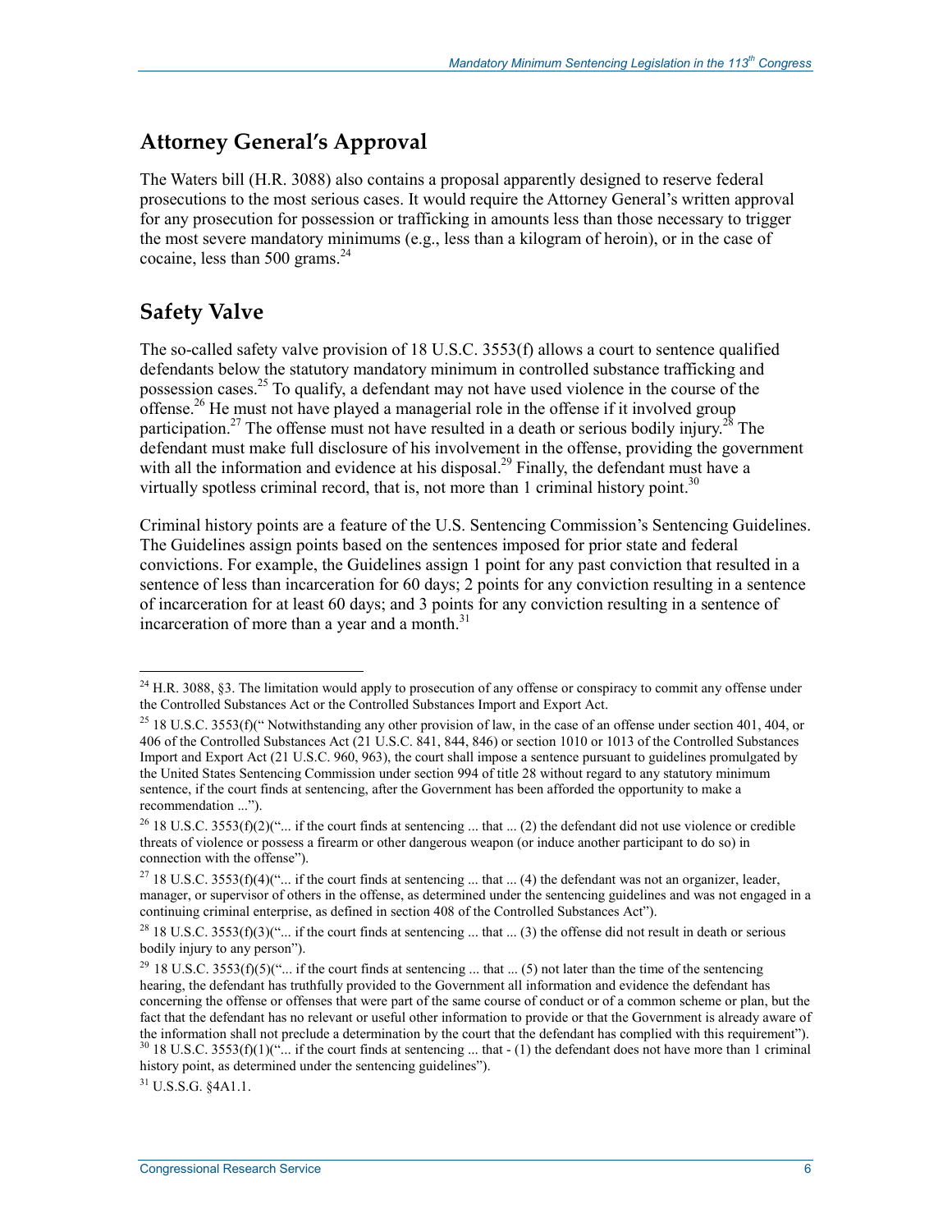## Attorney General's Approval

The Waters bill (H.R. 3088) also contains a proposal apparently designed to reserve federal prosecutions to the most serious cases. It would require the Attorney General's written approval for any prosecution for possession or trafficking in amounts less than those necessary to trigger the most severe mandatory minimums (e.g., less than a kilogram of heroin), or in the case of cocaine, less than 500 grams.[24]

## Safety Valve

The so-called safety valve provision of 18 U.S.C. 3553(f) allows a court to sentence qualified defendants below the statutory mandatory minimum in controlled substance trafficking and possession cases.[25] To qualify, a defendant may not have used violence in the course of the offense.[26] He must not have played a managerial role in the offense if it involved group participation.[27] The offense must not have resulted in a death or serious bodily injury.[28] The defendant must make full disclosure of his involvement in the offense, providing the government with all the information and evidence at his disposal.[29] Finally, the defendant must have a virtually spotless criminal record, that is, not more than 1 criminal history point.[30]

Criminal history points are a feature of the U.S. Sentencing Commission's Sentencing Guidelines. The Guidelines assign points based on the sentences imposed for prior state and federal convictions. For example, the Guidelines assign 1 point for any past conviction that resulted in a sentence of less than incarceration for 60 days; 2 points for any conviction resulting in a sentence of incarceration for at least 60 days; and 3 points for any conviction resulting in a sentence of incarceration of more than a year and a month.[31]

---

[24] H.R. 3088, §3. The limitation would apply to prosecution of any offense or conspiracy to commit any offense under the Controlled Substances Act or the Controlled Substances Import and Export Act.

[25] 18 U.S.C. 3553(f)(" Notwithstanding any other provision of law, in the case of an offense under section 401, 404, or 406 of the Controlled Substances Act (21 U.S.C. 841, 844, 846) or section 1010 or 1013 of the Controlled Substances Import and Export Act (21 U.S.C. 960, 963), the court shall impose a sentence pursuant to guidelines promulgated by the United States Sentencing Commission under section 994 of title 28 without regard to any statutory minimum sentence, if the court finds at sentencing, after the Government has been afforded the opportunity to make a recommendation ...").

[26] 18 U.S.C. 3553(f)(2)("... if the court finds at sentencing ... that ... (2) the defendant did not use violence or credible threats of violence or possess a firearm or other dangerous weapon (or induce another participant to do so) in connection with the offense").

[27] 18 U.S.C. 3553(f)(4)("... if the court finds at sentencing ... that ... (4) the defendant was not an organizer, leader, manager, or supervisor of others in the offense, as determined under the sentencing guidelines and was not engaged in a continuing criminal enterprise, as defined in section 408 of the Controlled Substances Act").

[28] 18 U.S.C. 3553(f)(3)("... if the court finds at sentencing ... that ... (3) the offense did not result in death or serious bodily injury to any person").

[29] 18 U.S.C. 3553(f)(5)("... if the court finds at sentencing ... that ... (5) not later than the time of the sentencing hearing, the defendant has truthfully provided to the Government all information and evidence the defendant has concerning the offense or offenses that were part of the same course of conduct or of a common scheme or plan, but the fact that the defendant has no relevant or useful other information to provide or that the Government is already aware of the information shall not preclude a determination by the court that the defendant has complied with this requirement").

[30] 18 U.S.C. 3553(f)(1)("... if the court finds at sentencing ... that - (1) the defendant does not have more than 1 criminal history point, as determined under the sentencing guidelines").

[31] U.S.S.G. §4A1.1.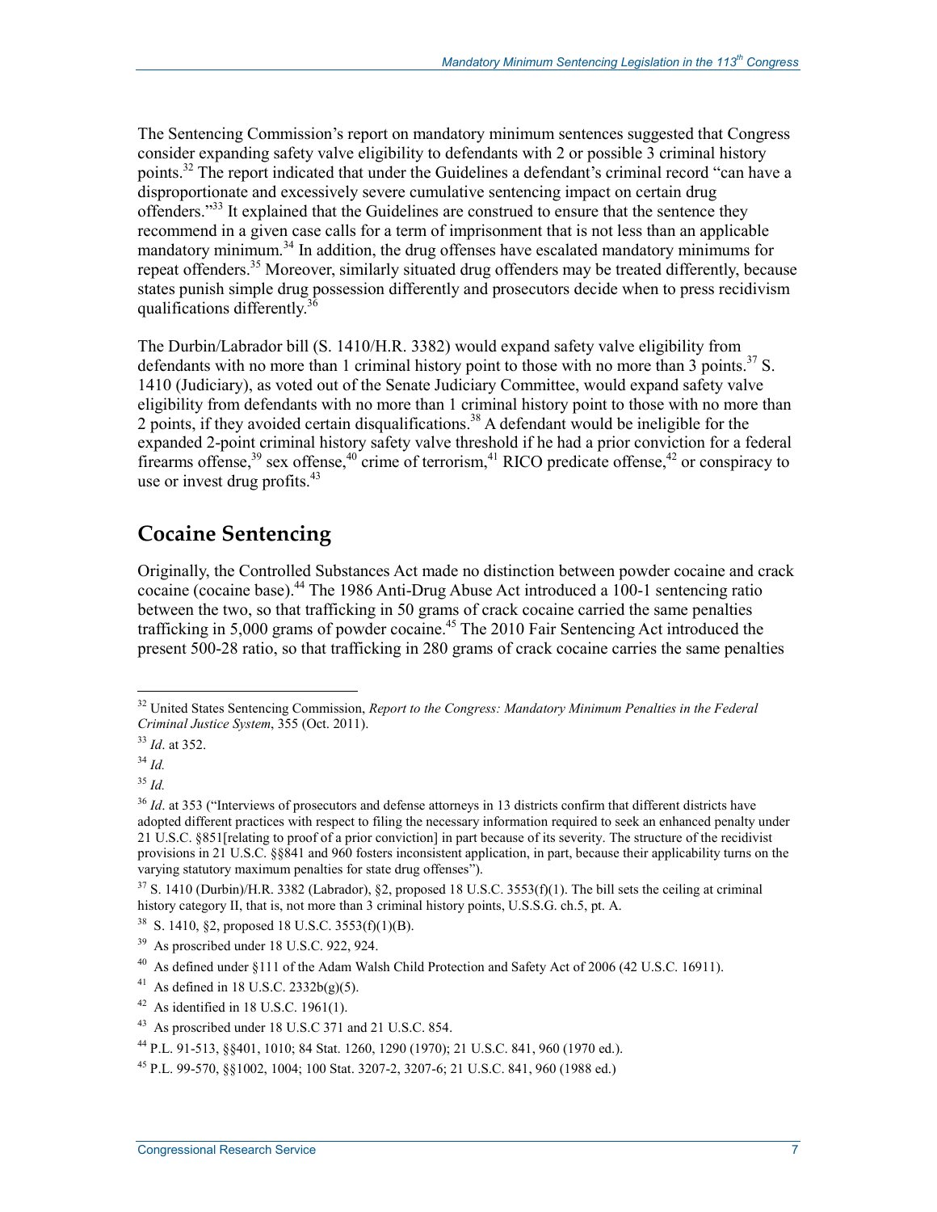The Sentencing Commission's report on mandatory minimum sentences suggested that Congress consider expanding safety valve eligibility to defendants with 2 or possible 3 criminal history points.[32] The report indicated that under the Guidelines a defendant's criminal record "can have a disproportionate and excessively severe cumulative sentencing impact on certain drug offenders."[33] It explained that the Guidelines are construed to ensure that the sentence they recommend in a given case calls for a term of imprisonment that is not less than an applicable mandatory minimum.[34] In addition, the drug offenses have escalated mandatory minimums for repeat offenders.[35] Moreover, similarly situated drug offenders may be treated differently, because states punish simple drug possession differently and prosecutors decide when to press recidivism qualifications differently.[36]

The Durbin/Labrador bill (S. 1410/H.R. 3382) would expand safety valve eligibility from defendants with no more than 1 criminal history point to those with no more than 3 points.[37] S. 1410 (Judiciary), as voted out of the Senate Judiciary Committee, would expand safety valve eligibility from defendants with no more than 1 criminal history point to those with no more than 2 points, if they avoided certain disqualifications.[38] A defendant would be ineligible for the expanded 2-point criminal history safety valve threshold if he had a prior conviction for a federal firearms offense,[39] sex offense,[40] crime of terrorism,[41] RICO predicate offense,[42] or conspiracy to use or invest drug profits.[43]

## Cocaine Sentencing

Originally, the Controlled Substances Act made no distinction between powder cocaine and crack cocaine (cocaine base).[44] The 1986 Anti-Drug Abuse Act introduced a 100-1 sentencing ratio between the two, so that trafficking in 50 grams of crack cocaine carried the same penalties trafficking in 5,000 grams of powder cocaine.[45] The 2010 Fair Sentencing Act introduced the present 500-28 ratio, so that trafficking in 280 grams of crack cocaine carries the same penalties

---

[32] United States Sentencing Commission, *Report to the Congress: Mandatory Minimum Penalties in the Federal Criminal Justice System*, 355 (Oct. 2011).

[33] *Id*. at 352.

[34] *Id.*

[35] *Id.*

[36] *Id*. at 353 ("Interviews of prosecutors and defense attorneys in 13 districts confirm that different districts have adopted different practices with respect to filing the necessary information required to seek an enhanced penalty under 21 U.S.C. §851[relating to proof of a prior conviction] in part because of its severity. The structure of the recidivist provisions in 21 U.S.C. §§841 and 960 fosters inconsistent application, in part, because their applicability turns on the varying statutory maximum penalties for state drug offenses").

[37] S. 1410 (Durbin)/H.R. 3382 (Labrador), §2, proposed 18 U.S.C. 3553(f)(1). The bill sets the ceiling at criminal history category II, that is, not more than 3 criminal history points, U.S.S.G. ch.5, pt. A.

[38] S. 1410, §2, proposed 18 U.S.C. 3553(f)(1)(B).

[39] As proscribed under 18 U.S.C. 922, 924.

[40] As defined under §111 of the Adam Walsh Child Protection and Safety Act of 2006 (42 U.S.C. 16911).

[41] As defined in 18 U.S.C. 2332b(g)(5).

[42] As identified in 18 U.S.C. 1961(1).

[43] As proscribed under 18 U.S.C 371 and 21 U.S.C. 854.

[44] P.L. 91-513, §§401, 1010; 84 Stat. 1260, 1290 (1970); 21 U.S.C. 841, 960 (1970 ed.).

[45] P.L. 99-570, §§1002, 1004; 100 Stat. 3207-2, 3207-6; 21 U.S.C. 841, 960 (1988 ed.)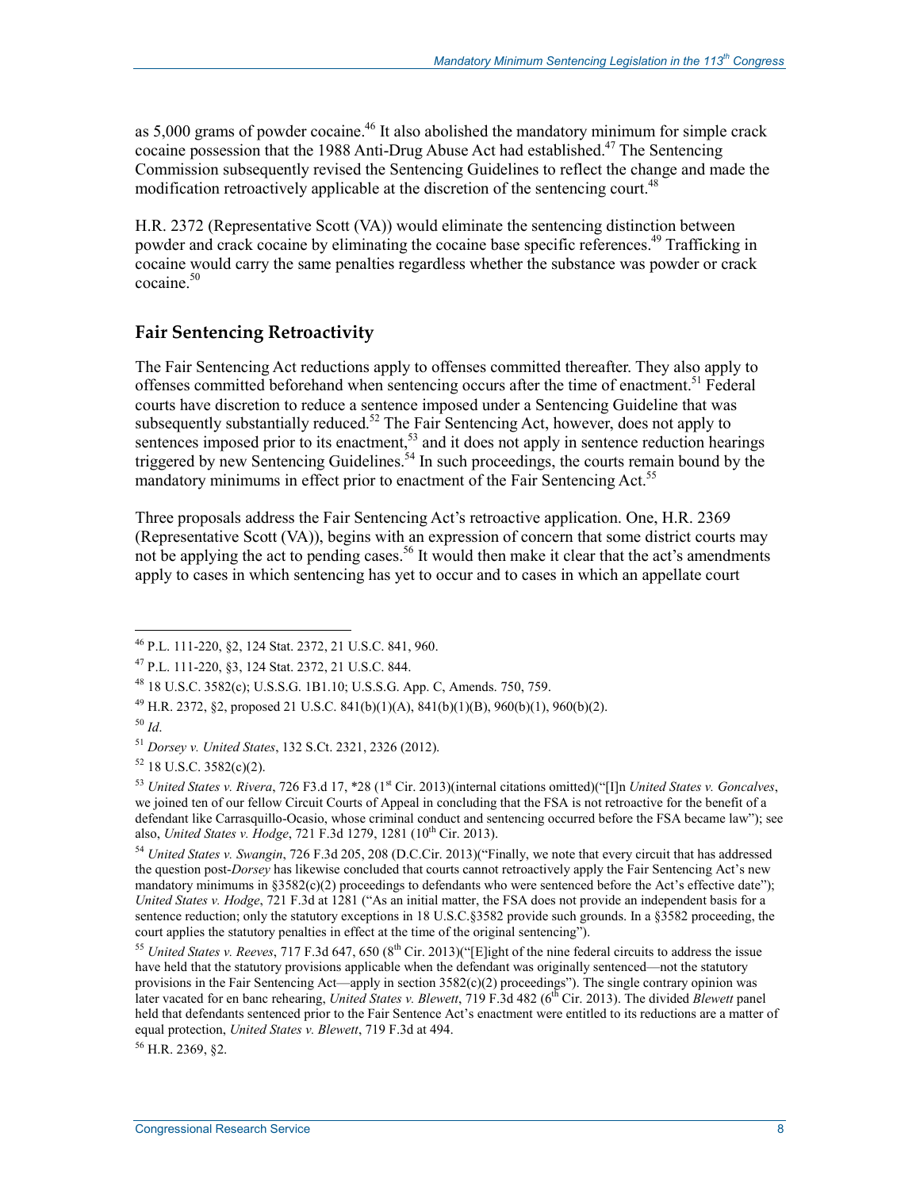as 5,000 grams of powder cocaine.[46] It also abolished the mandatory minimum for simple crack cocaine possession that the 1988 Anti-Drug Abuse Act had established.[47] The Sentencing Commission subsequently revised the Sentencing Guidelines to reflect the change and made the modification retroactively applicable at the discretion of the sentencing court.[48]

H.R. 2372 (Representative Scott (VA)) would eliminate the sentencing distinction between powder and crack cocaine by eliminating the cocaine base specific references.[49] Trafficking in cocaine would carry the same penalties regardless whether the substance was powder or crack cocaine.[50]

## Fair Sentencing Retroactivity

The Fair Sentencing Act reductions apply to offenses committed thereafter. They also apply to offenses committed beforehand when sentencing occurs after the time of enactment.[51] Federal courts have discretion to reduce a sentence imposed under a Sentencing Guideline that was subsequently substantially reduced.[52] The Fair Sentencing Act, however, does not apply to sentences imposed prior to its enactment,[53] and it does not apply in sentence reduction hearings triggered by new Sentencing Guidelines.[54] In such proceedings, the courts remain bound by the mandatory minimums in effect prior to enactment of the Fair Sentencing Act.[55]

Three proposals address the Fair Sentencing Act's retroactive application. One, H.R. 2369 (Representative Scott (VA)), begins with an expression of concern that some district courts may not be applying the act to pending cases.[56] It would then make it clear that the act's amendments apply to cases in which sentencing has yet to occur and to cases in which an appellate court

---

[46] P.L. 111-220, §2, 124 Stat. 2372, 21 U.S.C. 841, 960.

[47] P.L. 111-220, §3, 124 Stat. 2372, 21 U.S.C. 844.

[48] 18 U.S.C. 3582(c); U.S.S.G. 1B1.10; U.S.S.G. App. C, Amends. 750, 759.

[49] H.R. 2372, §2, proposed 21 U.S.C. 841(b)(1)(A), 841(b)(1)(B), 960(b)(1), 960(b)(2).

[50] *Id*.

[51] *Dorsey v. United States*, 132 S.Ct. 2321, 2326 (2012).

[52] 18 U.S.C. 3582(c)(2).

[53] *United States v. Rivera*, 726 F3.d 17, *28 (1st Cir. 2013)(internal citations omitted)("[I]n *United States v. Goncalves*, we joined ten of our fellow Circuit Courts of Appeal in concluding that the FSA is not retroactive for the benefit of a defendant like Carrasquillo-Ocasio, whose criminal conduct and sentencing occurred before the FSA became law"); see also, *United States v. Hodge*, 721 F.3d 1279, 1281 (10th Cir. 2013).

[54] *United States v. Swangin*, 726 F.3d 205, 208 (D.C.Cir. 2013)("Finally, we note that every circuit that has addressed the question post-*Dorsey* has likewise concluded that courts cannot retroactively apply the Fair Sentencing Act's new mandatory minimums in §3582(c)(2) proceedings to defendants who were sentenced before the Act's effective date"); *United States v. Hodge*, 721 F.3d at 1281 ("As an initial matter, the FSA does not provide an independent basis for a sentence reduction; only the statutory exceptions in 18 U.S.C.§3582 provide such grounds. In a §3582 proceeding, the court applies the statutory penalties in effect at the time of the original sentencing").

[55] *United States v. Reeves*, 717 F.3d 647, 650 (8th Cir. 2013)("[E]ight of the nine federal circuits to address the issue have held that the statutory provisions applicable when the defendant was originally sentenced—not the statutory provisions in the Fair Sentencing Act—apply in section 3582(c)(2) proceedings"). The single contrary opinion was later vacated for en banc rehearing, *United States v. Blewett*, 719 F.3d 482 (6th Cir. 2013). The divided *Blewett* panel held that defendants sentenced prior to the Fair Sentence Act's enactment were entitled to its reductions are a matter of equal protection, *United States v. Blewett*, 719 F.3d at 494.

[56] H.R. 2369, §2.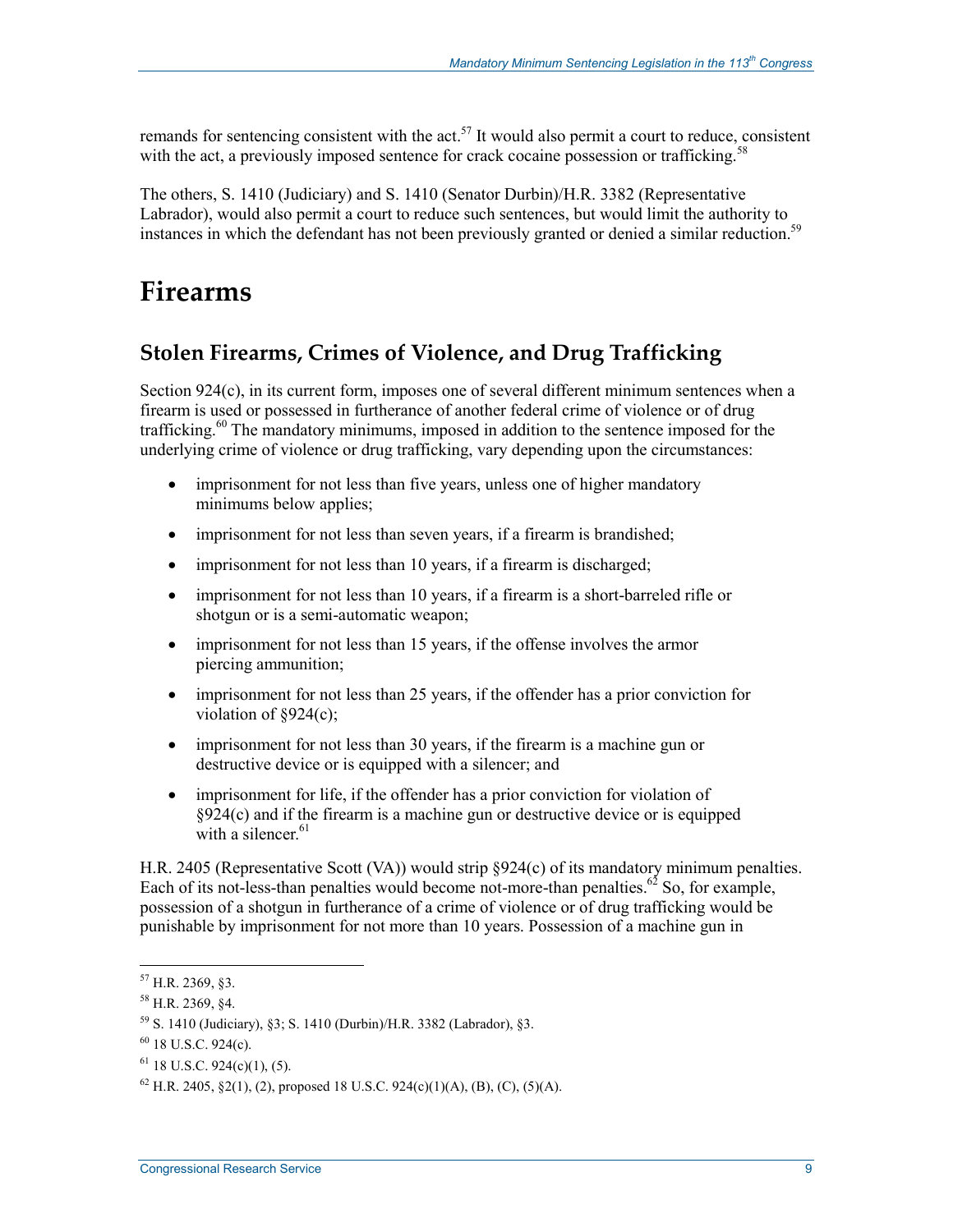remands for sentencing consistent with the act.[57] It would also permit a court to reduce, consistent with the act, a previously imposed sentence for crack cocaine possession or trafficking.[58]

The others, S. 1410 (Judiciary) and S. 1410 (Senator Durbin)/H.R. 3382 (Representative Labrador), would also permit a court to reduce such sentences, but would limit the authority to instances in which the defendant has not been previously granted or denied a similar reduction.[59]

# Firearms

## Stolen Firearms, Crimes of Violence, and Drug Trafficking

Section 924(c), in its current form, imposes one of several different minimum sentences when a firearm is used or possessed in furtherance of another federal crime of violence or of drug trafficking.[60] The mandatory minimums, imposed in addition to the sentence imposed for the underlying crime of violence or drug trafficking, vary depending upon the circumstances:

- imprisonment for not less than five years, unless one of higher mandatory minimums below applies;
- imprisonment for not less than seven years, if a firearm is brandished;
- imprisonment for not less than 10 years, if a firearm is discharged;
- imprisonment for not less than 10 years, if a firearm is a short-barreled rifle or shotgun or is a semi-automatic weapon;
- imprisonment for not less than 15 years, if the offense involves the armor piercing ammunition;
- imprisonment for not less than 25 years, if the offender has a prior conviction for violation of §924(c);
- imprisonment for not less than 30 years, if the firearm is a machine gun or destructive device or is equipped with a silencer; and
- imprisonment for life, if the offender has a prior conviction for violation of §924(c) and if the firearm is a machine gun or destructive device or is equipped with a silencer.[61]

H.R. 2405 (Representative Scott (VA)) would strip §924(c) of its mandatory minimum penalties. Each of its not-less-than penalties would become not-more-than penalties.[62] So, for example, possession of a shotgun in furtherance of a crime of violence or of drug trafficking would be punishable by imprisonment for not more than 10 years. Possession of a machine gun in

---

[57] H.R. 2369, §3.

[58] H.R. 2369, §4.

[59] S. 1410 (Judiciary), §3; S. 1410 (Durbin)/H.R. 3382 (Labrador), §3.

[60] 18 U.S.C. 924(c).

[61] 18 U.S.C. 924(c)(1), (5).

[62] H.R. 2405, §2(1), (2), proposed 18 U.S.C. 924(c)(1)(A), (B), (C), (5)(A).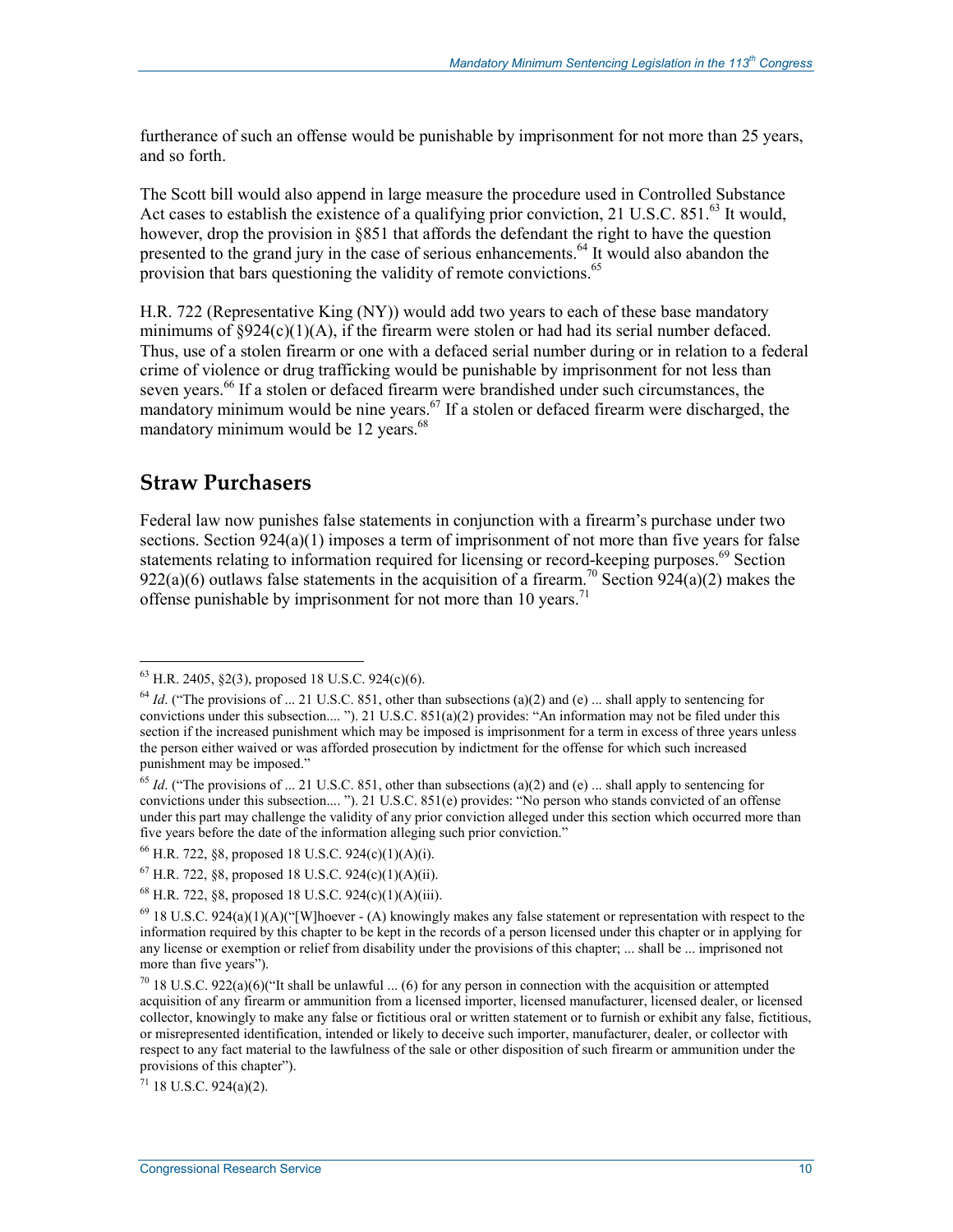furtherance of such an offense would be punishable by imprisonment for not more than 25 years, and so forth.

The Scott bill would also append in large measure the procedure used in Controlled Substance Act cases to establish the existence of a qualifying prior conviction, 21 U.S.C. 851.[63] It would, however, drop the provision in §851 that affords the defendant the right to have the question presented to the grand jury in the case of serious enhancements.[64] It would also abandon the provision that bars questioning the validity of remote convictions.[65]

H.R. 722 (Representative King (NY)) would add two years to each of these base mandatory minimums of §924(c)(1)(A), if the firearm were stolen or had had its serial number defaced. Thus, use of a stolen firearm or one with a defaced serial number during or in relation to a federal crime of violence or drug trafficking would be punishable by imprisonment for not less than seven years.[66] If a stolen or defaced firearm were brandished under such circumstances, the mandatory minimum would be nine years.[67] If a stolen or defaced firearm were discharged, the mandatory minimum would be 12 years.[68]

## Straw Purchasers

Federal law now punishes false statements in conjunction with a firearm's purchase under two sections. Section 924(a)(1) imposes a term of imprisonment of not more than five years for false statements relating to information required for licensing or record-keeping purposes.[69] Section 922(a)(6) outlaws false statements in the acquisition of a firearm.[70] Section 924(a)(2) makes the offense punishable by imprisonment for not more than 10 years.[71]

---

[63] H.R. 2405, §2(3), proposed 18 U.S.C. 924(c)(6).

[64] *Id*. ("The provisions of ... 21 U.S.C. 851, other than subsections (a)(2) and (e) ... shall apply to sentencing for convictions under this subsection.... "). 21 U.S.C. 851(a)(2) provides: "An information may not be filed under this section if the increased punishment which may be imposed is imprisonment for a term in excess of three years unless the person either waived or was afforded prosecution by indictment for the offense for which such increased punishment may be imposed."

[65] *Id*. ("The provisions of ... 21 U.S.C. 851, other than subsections (a)(2) and (e) ... shall apply to sentencing for convictions under this subsection.... "). 21 U.S.C. 851(e) provides: "No person who stands convicted of an offense under this part may challenge the validity of any prior conviction alleged under this section which occurred more than five years before the date of the information alleging such prior conviction."

[66] H.R. 722, §8, proposed 18 U.S.C. 924(c)(1)(A)(i).

[67] H.R. 722, §8, proposed 18 U.S.C. 924(c)(1)(A)(ii).

[68] H.R. 722, §8, proposed 18 U.S.C. 924(c)(1)(A)(iii).

[69] 18 U.S.C. 924(a)(1)(A)("[W]hoever - (A) knowingly makes any false statement or representation with respect to the information required by this chapter to be kept in the records of a person licensed under this chapter or in applying for any license or exemption or relief from disability under the provisions of this chapter; ... shall be ... imprisoned not more than five years").

[70] 18 U.S.C. 922(a)(6)("It shall be unlawful ... (6) for any person in connection with the acquisition or attempted acquisition of any firearm or ammunition from a licensed importer, licensed manufacturer, licensed dealer, or licensed collector, knowingly to make any false or fictitious oral or written statement or to furnish or exhibit any false, fictitious, or misrepresented identification, intended or likely to deceive such importer, manufacturer, dealer, or collector with respect to any fact material to the lawfulness of the sale or other disposition of such firearm or ammunition under the provisions of this chapter").

[71] 18 U.S.C. 924(a)(2).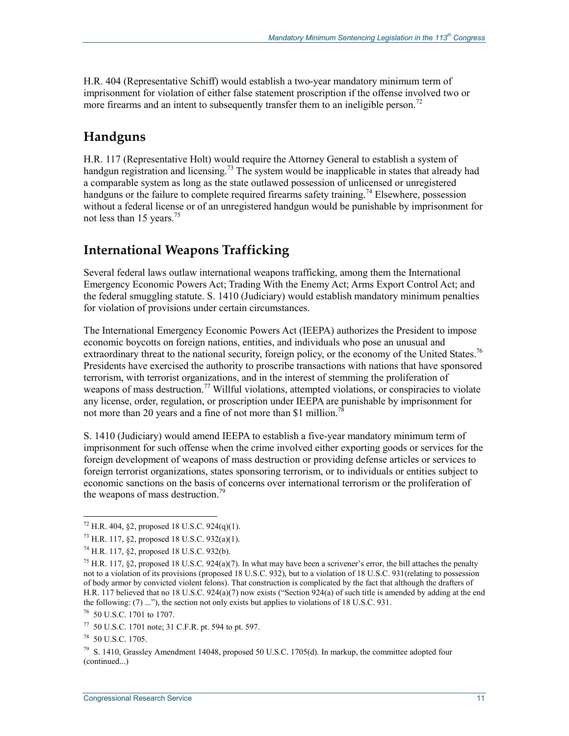H.R. 404 (Representative Schiff) would establish a two-year mandatory minimum term of imprisonment for violation of either false statement proscription if the offense involved two or more firearms and an intent to subsequently transfer them to an ineligible person.[72]

## Handguns

H.R. 117 (Representative Holt) would require the Attorney General to establish a system of handgun registration and licensing.[73] The system would be inapplicable in states that already had a comparable system as long as the state outlawed possession of unlicensed or unregistered handguns or the failure to complete required firearms safety training.[74] Elsewhere, possession without a federal license or of an unregistered handgun would be punishable by imprisonment for not less than 15 years.[75]

## International Weapons Trafficking

Several federal laws outlaw international weapons trafficking, among them the International Emergency Economic Powers Act; Trading With the Enemy Act; Arms Export Control Act; and the federal smuggling statute. S. 1410 (Judiciary) would establish mandatory minimum penalties for violation of provisions under certain circumstances.

The International Emergency Economic Powers Act (IEEPA) authorizes the President to impose economic boycotts on foreign nations, entities, and individuals who pose an unusual and extraordinary threat to the national security, foreign policy, or the economy of the United States.[76] Presidents have exercised the authority to proscribe transactions with nations that have sponsored terrorism, with terrorist organizations, and in the interest of stemming the proliferation of weapons of mass destruction.[77] Willful violations, attempted violations, or conspiracies to violate any license, order, regulation, or proscription under IEEPA are punishable by imprisonment for not more than 20 years and a fine of not more than $1 million.[78]

S. 1410 (Judiciary) would amend IEEPA to establish a five-year mandatory minimum term of imprisonment for such offense when the crime involved either exporting goods or services for the foreign development of weapons of mass destruction or providing defense articles or services to foreign terrorist organizations, states sponsoring terrorism, or to individuals or entities subject to economic sanctions on the basis of concerns over international terrorism or the proliferation of the weapons of mass destruction.[79]

---

[72] H.R. 404, §2, proposed 18 U.S.C. 924(q)(1).

[73] H.R. 117, §2, proposed 18 U.S.C. 932(a)(1).

[74] H.R. 117, §2, proposed 18 U.S.C. 932(b).

[75] H.R. 117, §2, proposed 18 U.S.C. 924(a)(7). In what may have been a scrivener's error, the bill attaches the penalty not to a violation of its provisions (proposed 18 U.S.C. 932), but to a violation of 18 U.S.C. 931(relating to possession of body armor by convicted violent felons). That construction is complicated by the fact that although the drafters of H.R. 117 believed that no 18 U.S.C. 924(a)(7) now exists ("Section 924(a) of such title is amended by adding at the end the following: (7) ..."), the section not only exists but applies to violations of 18 U.S.C. 931.

[76] 50 U.S.C. 1701 to 1707.

[77] 50 U.S.C. 1701 note; 31 C.F.R. pt. 594 to pt. 597.

[78] 50 U.S.C. 1705.

[79] S. 1410, Grassley Amendment 14048, proposed 50 U.S.C. 1705(d). In markup, the committee adopted four (continued...)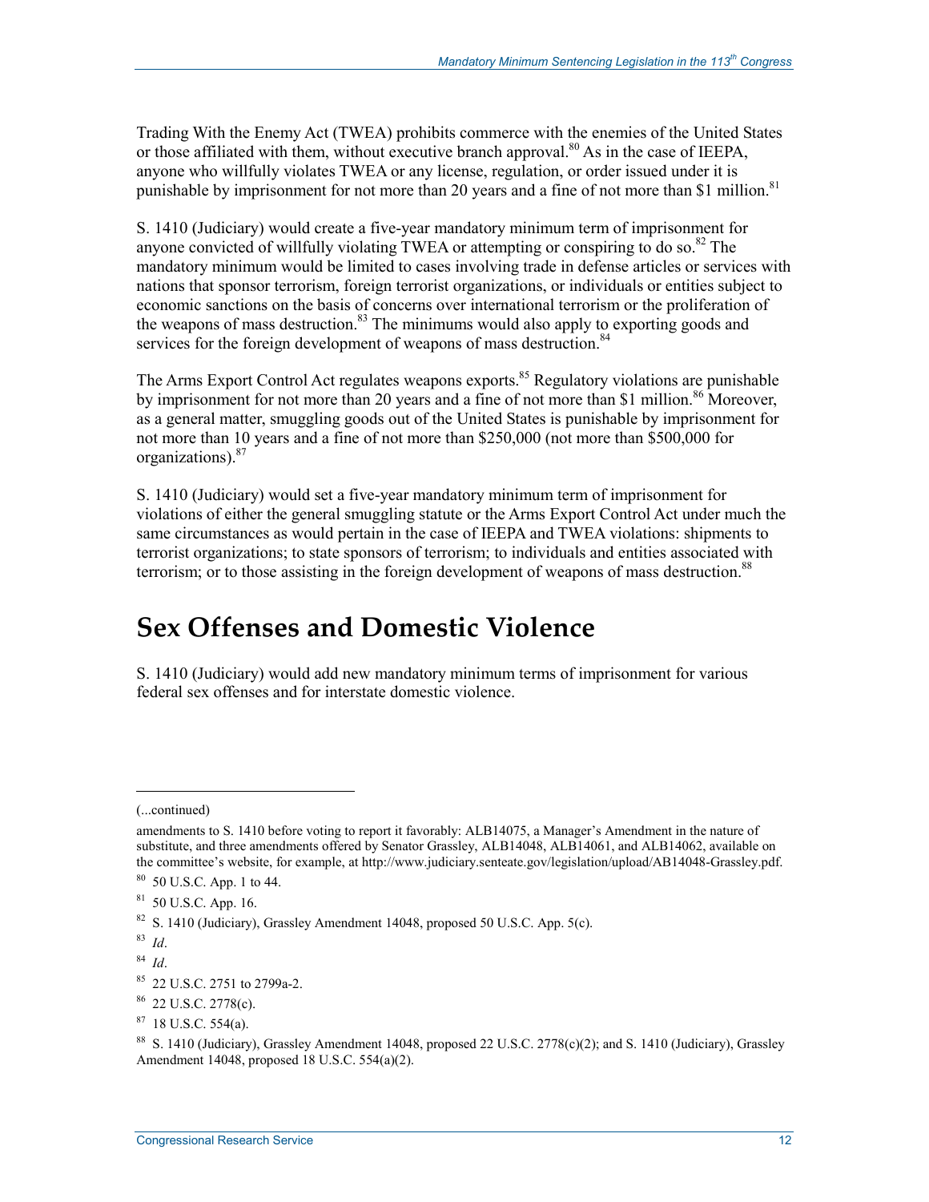Trading With the Enemy Act (TWEA) prohibits commerce with the enemies of the United States or those affiliated with them, without executive branch approval.[80] As in the case of IEEPA, anyone who willfully violates TWEA or any license, regulation, or order issued under it is punishable by imprisonment for not more than 20 years and a fine of not more than $1 million.[81]

S. 1410 (Judiciary) would create a five-year mandatory minimum term of imprisonment for anyone convicted of willfully violating TWEA or attempting or conspiring to do so.[82] The mandatory minimum would be limited to cases involving trade in defense articles or services with nations that sponsor terrorism, foreign terrorist organizations, or individuals or entities subject to economic sanctions on the basis of concerns over international terrorism or the proliferation of the weapons of mass destruction.[83] The minimums would also apply to exporting goods and services for the foreign development of weapons of mass destruction.[84]

The Arms Export Control Act regulates weapons exports.[85] Regulatory violations are punishable by imprisonment for not more than 20 years and a fine of not more than $1 million.[86] Moreover, as a general matter, smuggling goods out of the United States is punishable by imprisonment for not more than 10 years and a fine of not more than $250,000 (not more than $500,000 for organizations).[87]

S. 1410 (Judiciary) would set a five-year mandatory minimum term of imprisonment for violations of either the general smuggling statute or the Arms Export Control Act under much the same circumstances as would pertain in the case of IEEPA and TWEA violations: shipments to terrorist organizations; to state sponsors of terrorism; to individuals and entities associated with terrorism; or to those assisting in the foreign development of weapons of mass destruction.[88]

## Sex Offenses and Domestic Violence

S. 1410 (Judiciary) would add new mandatory minimum terms of imprisonment for various federal sex offenses and for interstate domestic violence.

---

(...continued)

amendments to S. 1410 before voting to report it favorably: ALB14075, a Manager's Amendment in the nature of substitute, and three amendments offered by Senator Grassley, ALB14048, ALB14061, and ALB14062, available on the committee's website, for example, at http://www.judiciary.senteate.gov/legislation/upload/AB14048-Grassley.pdf.

[80] 50 U.S.C. App. 1 to 44.

[81] 50 U.S.C. App. 16.

[82] S. 1410 (Judiciary), Grassley Amendment 14048, proposed 50 U.S.C. App. 5(c).

[83] *Id*.

[84] *Id*.

[85] 22 U.S.C. 2751 to 2799a-2.

[86] 22 U.S.C. 2778(c).

[87] 18 U.S.C. 554(a).

[88] S. 1410 (Judiciary), Grassley Amendment 14048, proposed 22 U.S.C. 2778(c)(2); and S. 1410 (Judiciary), Grassley Amendment 14048, proposed 18 U.S.C. 554(a)(2).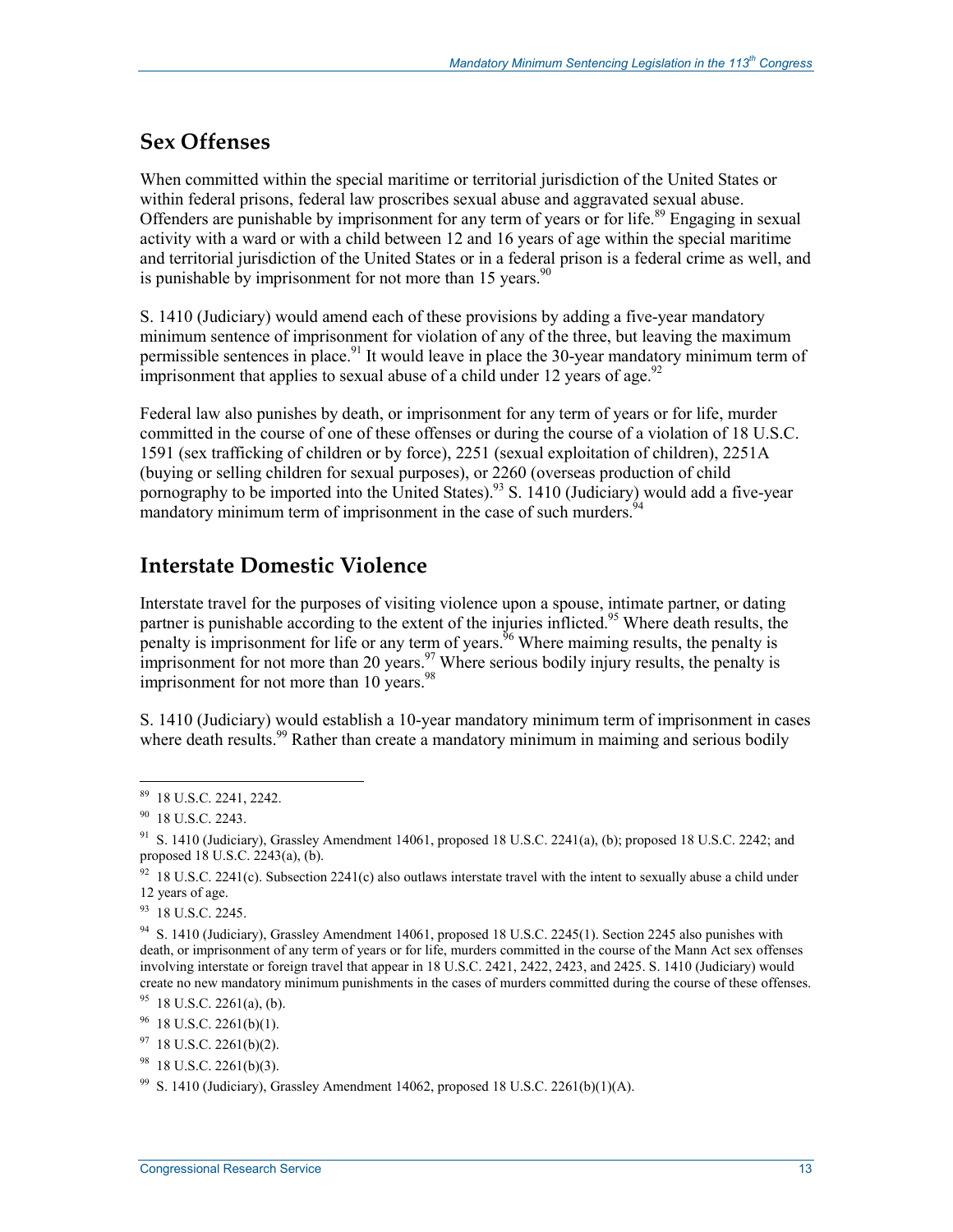## Sex Offenses

When committed within the special maritime or territorial jurisdiction of the United States or within federal prisons, federal law proscribes sexual abuse and aggravated sexual abuse. Offenders are punishable by imprisonment for any term of years or for life.[89] Engaging in sexual activity with a ward or with a child between 12 and 16 years of age within the special maritime and territorial jurisdiction of the United States or in a federal prison is a federal crime as well, and is punishable by imprisonment for not more than 15 years.[90]

S. 1410 (Judiciary) would amend each of these provisions by adding a five-year mandatory minimum sentence of imprisonment for violation of any of the three, but leaving the maximum permissible sentences in place.[91] It would leave in place the 30-year mandatory minimum term of imprisonment that applies to sexual abuse of a child under 12 years of age.[92]

Federal law also punishes by death, or imprisonment for any term of years or for life, murder committed in the course of one of these offenses or during the course of a violation of 18 U.S.C. 1591 (sex trafficking of children or by force), 2251 (sexual exploitation of children), 2251A (buying or selling children for sexual purposes), or 2260 (overseas production of child pornography to be imported into the United States).[93] S. 1410 (Judiciary) would add a five-year mandatory minimum term of imprisonment in the case of such murders.[94]

## Interstate Domestic Violence

Interstate travel for the purposes of visiting violence upon a spouse, intimate partner, or dating partner is punishable according to the extent of the injuries inflicted.[95] Where death results, the penalty is imprisonment for life or any term of years.[96] Where maiming results, the penalty is imprisonment for not more than 20 years.[97] Where serious bodily injury results, the penalty is imprisonment for not more than 10 years.[98]

S. 1410 (Judiciary) would establish a 10-year mandatory minimum term of imprisonment in cases where death results.[99] Rather than create a mandatory minimum in maiming and serious bodily

---

[89] 18 U.S.C. 2241, 2242.

[90] 18 U.S.C. 2243.

[91] S. 1410 (Judiciary), Grassley Amendment 14061, proposed 18 U.S.C. 2241(a), (b); proposed 18 U.S.C. 2242; and proposed 18 U.S.C. 2243(a), (b).

[92] 18 U.S.C. 2241(c). Subsection 2241(c) also outlaws interstate travel with the intent to sexually abuse a child under 12 years of age.

[93] 18 U.S.C. 2245.

[94] S. 1410 (Judiciary), Grassley Amendment 14061, proposed 18 U.S.C. 2245(1). Section 2245 also punishes with death, or imprisonment of any term of years or for life, murders committed in the course of the Mann Act sex offenses involving interstate or foreign travel that appear in 18 U.S.C. 2421, 2422, 2423, and 2425. S. 1410 (Judiciary) would create no new mandatory minimum punishments in the cases of murders committed during the course of these offenses.

[95] 18 U.S.C. 2261(a), (b).

[96] 18 U.S.C. 2261(b)(1).

[97] 18 U.S.C. 2261(b)(2).

[98] 18 U.S.C. 2261(b)(3).

[99] S. 1410 (Judiciary), Grassley Amendment 14062, proposed 18 U.S.C. 2261(b)(1)(A).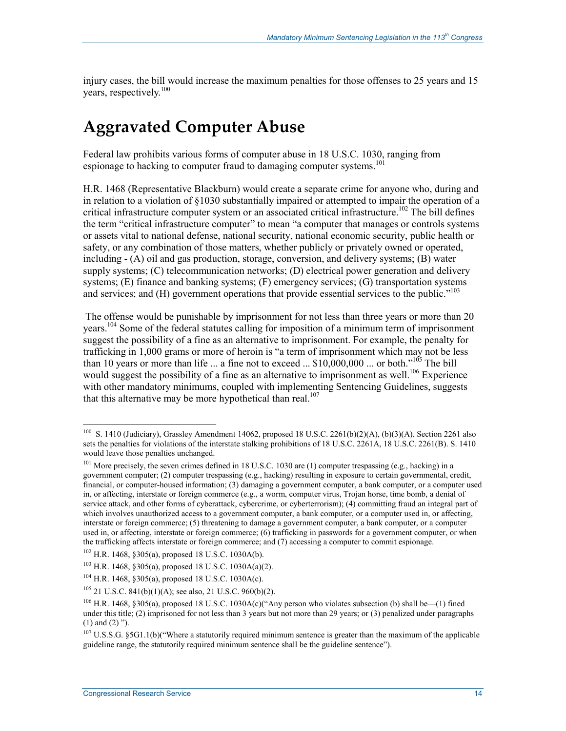injury cases, the bill would increase the maximum penalties for those offenses to 25 years and 15 years, respectively.[100]

## Aggravated Computer Abuse

Federal law prohibits various forms of computer abuse in 18 U.S.C. 1030, ranging from espionage to hacking to computer fraud to damaging computer systems.[101]

H.R. 1468 (Representative Blackburn) would create a separate crime for anyone who, during and in relation to a violation of §1030 substantially impaired or attempted to impair the operation of a critical infrastructure computer system or an associated critical infrastructure.[102] The bill defines the term "critical infrastructure computer" to mean "a computer that manages or controls systems or assets vital to national defense, national security, national economic security, public health or safety, or any combination of those matters, whether publicly or privately owned or operated, including - (A) oil and gas production, storage, conversion, and delivery systems; (B) water supply systems; (C) telecommunication networks; (D) electrical power generation and delivery systems; (E) finance and banking systems; (F) emergency services; (G) transportation systems and services; and (H) government operations that provide essential services to the public."[103]

The offense would be punishable by imprisonment for not less than three years or more than 20 years.[104] Some of the federal statutes calling for imposition of a minimum term of imprisonment suggest the possibility of a fine as an alternative to imprisonment. For example, the penalty for trafficking in 1,000 grams or more of heroin is "a term of imprisonment which may not be less than 10 years or more than life ... a fine not to exceed ... $10,000,000 ... or both."[105] The bill would suggest the possibility of a fine as an alternative to imprisonment as well.[106] Experience with other mandatory minimums, coupled with implementing Sentencing Guidelines, suggests that this alternative may be more hypothetical than real.[107]

---

[100] S. 1410 (Judiciary), Grassley Amendment 14062, proposed 18 U.S.C. 2261(b)(2)(A), (b)(3)(A). Section 2261 also sets the penalties for violations of the interstate stalking prohibitions of 18 U.S.C. 2261A, 18 U.S.C. 2261(B). S. 1410 would leave those penalties unchanged.

[101] More precisely, the seven crimes defined in 18 U.S.C. 1030 are (1) computer trespassing (e.g., hacking) in a government computer; (2) computer trespassing (e.g., hacking) resulting in exposure to certain governmental, credit, financial, or computer-housed information; (3) damaging a government computer, a bank computer, or a computer used in, or affecting, interstate or foreign commerce (e.g., a worm, computer virus, Trojan horse, time bomb, a denial of service attack, and other forms of cyberattack, cybercrime, or cyberterrorism); (4) committing fraud an integral part of which involves unauthorized access to a government computer, a bank computer, or a computer used in, or affecting, interstate or foreign commerce; (5) threatening to damage a government computer, a bank computer, or a computer used in, or affecting, interstate or foreign commerce; (6) trafficking in passwords for a government computer, or when the trafficking affects interstate or foreign commerce; and (7) accessing a computer to commit espionage.

[102] H.R. 1468, §305(a), proposed 18 U.S.C. 1030A(b).

[103] H.R. 1468, §305(a), proposed 18 U.S.C. 1030A(a)(2).

[104] H.R. 1468, §305(a), proposed 18 U.S.C. 1030A(c).

[105] 21 U.S.C. 841(b)(1)(A); see also, 21 U.S.C. 960(b)(2).

[106] H.R. 1468, §305(a), proposed 18 U.S.C. 1030A(c)("Any person who violates subsection (b) shall be—(1) fined under this title; (2) imprisoned for not less than 3 years but not more than 29 years; or (3) penalized under paragraphs (1) and (2) ").

[107] U.S.S.G. §5G1.1(b)("Where a statutorily required minimum sentence is greater than the maximum of the applicable guideline range, the statutorily required minimum sentence shall be the guideline sentence").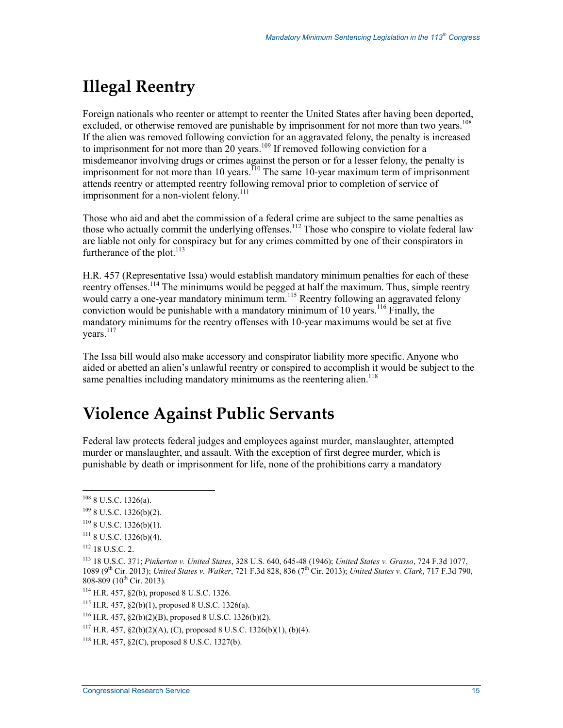# Illegal Reentry

Foreign nationals who reenter or attempt to reenter the United States after having been deported, excluded, or otherwise removed are punishable by imprisonment for not more than two years.[108] If the alien was removed following conviction for an aggravated felony, the penalty is increased to imprisonment for not more than 20 years.[109] If removed following conviction for a misdemeanor involving drugs or crimes against the person or for a lesser felony, the penalty is imprisonment for not more than 10 years.[110] The same 10-year maximum term of imprisonment attends reentry or attempted reentry following removal prior to completion of service of imprisonment for a non-violent felony.[111]

Those who aid and abet the commission of a federal crime are subject to the same penalties as those who actually commit the underlying offenses.[112] Those who conspire to violate federal law are liable not only for conspiracy but for any crimes committed by one of their conspirators in furtherance of the plot.[113]

H.R. 457 (Representative Issa) would establish mandatory minimum penalties for each of these reentry offenses.[114] The minimums would be pegged at half the maximum. Thus, simple reentry would carry a one-year mandatory minimum term.[115] Reentry following an aggravated felony conviction would be punishable with a mandatory minimum of 10 years.[116] Finally, the mandatory minimums for the reentry offenses with 10-year maximums would be set at five years.[117]

The Issa bill would also make accessory and conspirator liability more specific. Anyone who aided or abetted an alien's unlawful reentry or conspired to accomplish it would be subject to the same penalties including mandatory minimums as the reentering alien.[118]

# Violence Against Public Servants

Federal law protects federal judges and employees against murder, manslaughter, attempted murder or manslaughter, and assault. With the exception of first degree murder, which is punishable by death or imprisonment for life, none of the prohibitions carry a mandatory

---

[108] 8 U.S.C. 1326(a).

[109] 8 U.S.C. 1326(b)(2).

[110] 8 U.S.C. 1326(b)(1).

[111] 8 U.S.C. 1326(b)(4).

[112] 18 U.S.C. 2.

[113] 18 U.S.C. 371; *Pinkerton v. United States*, 328 U.S. 640, 645-48 (1946); *United States v. Grasso*, 724 F.3d 1077, 1089 (9th Cir. 2013); *United States v. Walker*, 721 F.3d 828, 836 (7th Cir. 2013); *United States v. Clark*, 717 F.3d 790, 808-809 (10th Cir. 2013).

[114] H.R. 457, §2(b), proposed 8 U.S.C. 1326.

[115] H.R. 457, §2(b)(1), proposed 8 U.S.C. 1326(a).

[116] H.R. 457, §2(b)(2)(B), proposed 8 U.S.C. 1326(b)(2).

[117] H.R. 457, §2(b)(2)(A), (C), proposed 8 U.S.C. 1326(b)(1), (b)(4).

[118] H.R. 457, §2(C), proposed 8 U.S.C. 1327(b).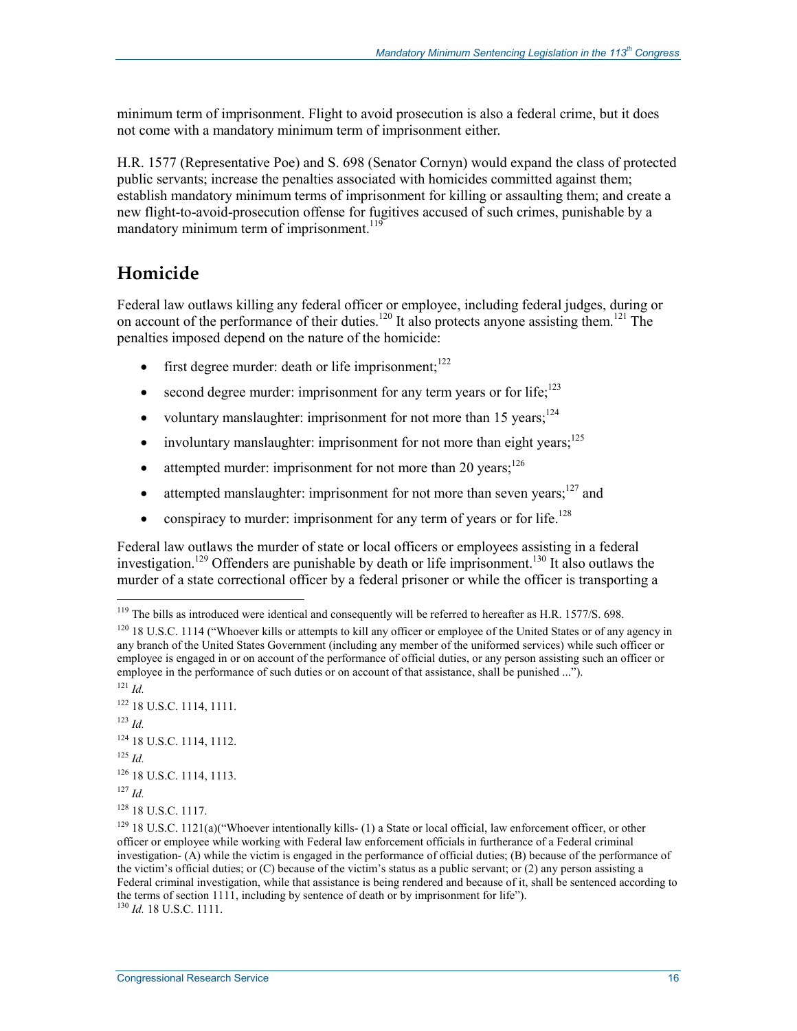minimum term of imprisonment. Flight to avoid prosecution is also a federal crime, but it does not come with a mandatory minimum term of imprisonment either.

H.R. 1577 (Representative Poe) and S. 698 (Senator Cornyn) would expand the class of protected public servants; increase the penalties associated with homicides committed against them; establish mandatory minimum terms of imprisonment for killing or assaulting them; and create a new flight-to-avoid-prosecution offense for fugitives accused of such crimes, punishable by a mandatory minimum term of imprisonment.[119]

## Homicide

Federal law outlaws killing any federal officer or employee, including federal judges, during or on account of the performance of their duties.[120] It also protects anyone assisting them.[121] The penalties imposed depend on the nature of the homicide:

- first degree murder: death or life imprisonment;[122]
- second degree murder: imprisonment for any term years or for life;[123]
- voluntary manslaughter: imprisonment for not more than 15 years;[124]
- involuntary manslaughter: imprisonment for not more than eight years;[125]
- attempted murder: imprisonment for not more than 20 years;[126]
- attempted manslaughter: imprisonment for not more than seven years;[127] and
- conspiracy to murder: imprisonment for any term of years or for life.[128]

Federal law outlaws the murder of state or local officers or employees assisting in a federal investigation.[129] Offenders are punishable by death or life imprisonment.[130] It also outlaws the murder of a state correctional officer by a federal prisoner or while the officer is transporting a

---

[119] The bills as introduced were identical and consequently will be referred to hereafter as H.R. 1577/S. 698.

[120] 18 U.S.C. 1114 ("Whoever kills or attempts to kill any officer or employee of the United States or of any agency in any branch of the United States Government (including any member of the uniformed services) while such officer or employee is engaged in or on account of the performance of official duties, or any person assisting such an officer or employee in the performance of such duties or on account of that assistance, shall be punished ...").

[121] *Id.*

[122] 18 U.S.C. 1114, 1111.

[123] *Id.*

[124] 18 U.S.C. 1114, 1112.

[125] *Id.*

[126] 18 U.S.C. 1114, 1113.

[127] *Id.*

[128] 18 U.S.C. 1117.

[129] 18 U.S.C. 1121(a)("Whoever intentionally kills- (1) a State or local official, law enforcement officer, or other officer or employee while working with Federal law enforcement officials in furtherance of a Federal criminal investigation- (A) while the victim is engaged in the performance of official duties; (B) because of the performance of the victim's official duties; or (C) because of the victim's status as a public servant; or (2) any person assisting a Federal criminal investigation, while that assistance is being rendered and because of it, shall be sentenced according to the terms of section 1111, including by sentence of death or by imprisonment for life").

[130] *Id.* 18 U.S.C. 1111.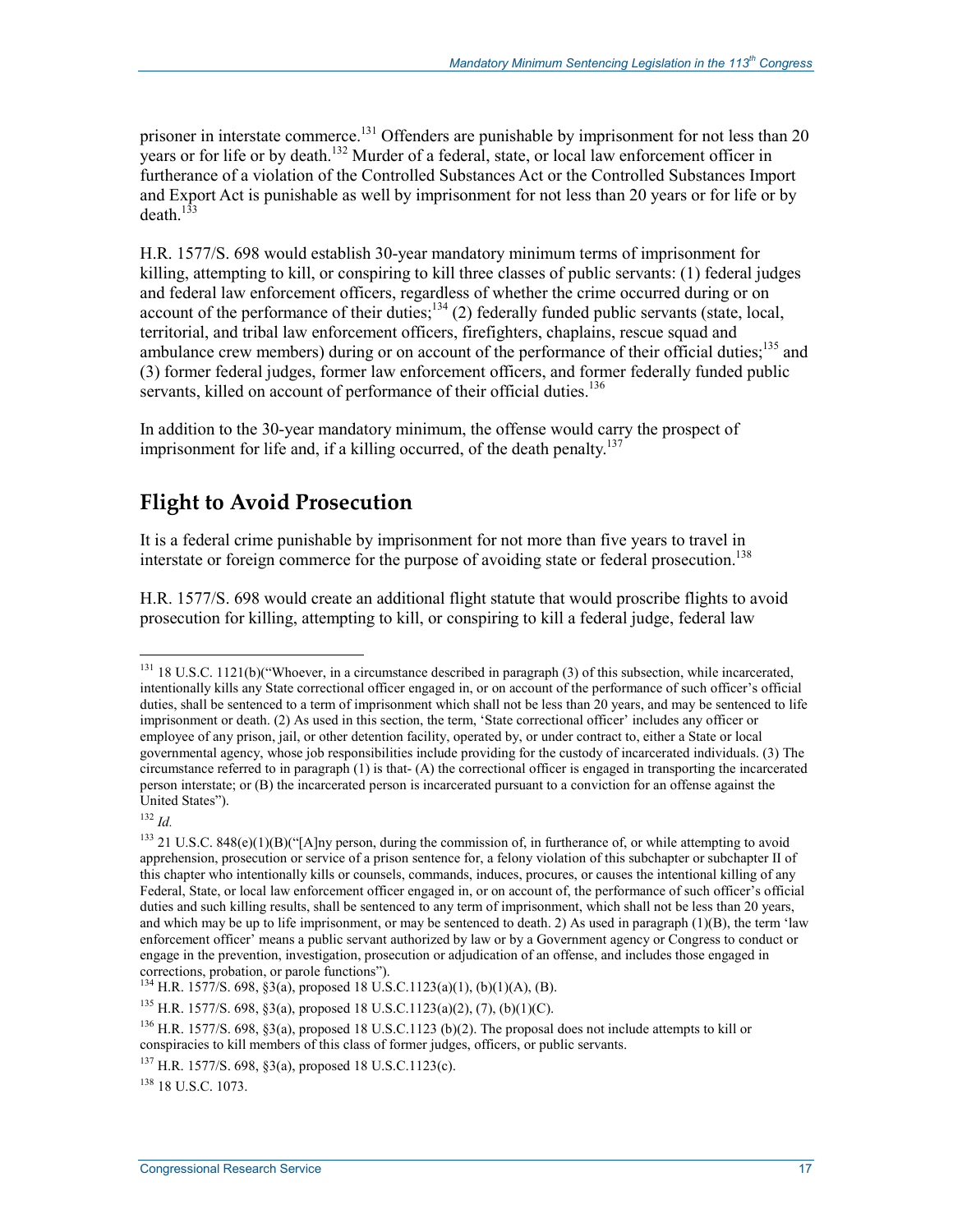prisoner in interstate commerce.[131] Offenders are punishable by imprisonment for not less than 20 years or for life or by death.[132] Murder of a federal, state, or local law enforcement officer in furtherance of a violation of the Controlled Substances Act or the Controlled Substances Import and Export Act is punishable as well by imprisonment for not less than 20 years or for life or by death.[133]

H.R. 1577/S. 698 would establish 30-year mandatory minimum terms of imprisonment for killing, attempting to kill, or conspiring to kill three classes of public servants: (1) federal judges and federal law enforcement officers, regardless of whether the crime occurred during or on account of the performance of their duties;[134] (2) federally funded public servants (state, local, territorial, and tribal law enforcement officers, firefighters, chaplains, rescue squad and ambulance crew members) during or on account of the performance of their official duties;[135] and (3) former federal judges, former law enforcement officers, and former federally funded public servants, killed on account of performance of their official duties.[136]

In addition to the 30-year mandatory minimum, the offense would carry the prospect of imprisonment for life and, if a killing occurred, of the death penalty.[137]

## Flight to Avoid Prosecution

It is a federal crime punishable by imprisonment for not more than five years to travel in interstate or foreign commerce for the purpose of avoiding state or federal prosecution.[138]

H.R. 1577/S. 698 would create an additional flight statute that would proscribe flights to avoid prosecution for killing, attempting to kill, or conspiring to kill a federal judge, federal law

---

[131] 18 U.S.C. 1121(b)("Whoever, in a circumstance described in paragraph (3) of this subsection, while incarcerated, intentionally kills any State correctional officer engaged in, or on account of the performance of such officer's official duties, shall be sentenced to a term of imprisonment which shall not be less than 20 years, and may be sentenced to life imprisonment or death. (2) As used in this section, the term, 'State correctional officer' includes any officer or employee of any prison, jail, or other detention facility, operated by, or under contract to, either a State or local governmental agency, whose job responsibilities include providing for the custody of incarcerated individuals. (3) The circumstance referred to in paragraph (1) is that- (A) the correctional officer is engaged in transporting the incarcerated person interstate; or (B) the incarcerated person is incarcerated pursuant to a conviction for an offense against the United States").

[132] *Id.*

[133] 21 U.S.C. 848(e)(1)(B)("[A]ny person, during the commission of, in furtherance of, or while attempting to avoid apprehension, prosecution or service of a prison sentence for, a felony violation of this subchapter or subchapter II of this chapter who intentionally kills or counsels, commands, induces, procures, or causes the intentional killing of any Federal, State, or local law enforcement officer engaged in, or on account of, the performance of such officer's official duties and such killing results, shall be sentenced to any term of imprisonment, which shall not be less than 20 years, and which may be up to life imprisonment, or may be sentenced to death. 2) As used in paragraph (1)(B), the term 'law enforcement officer' means a public servant authorized by law or by a Government agency or Congress to conduct or engage in the prevention, investigation, prosecution or adjudication of an offense, and includes those engaged in corrections, probation, or parole functions").

[134] H.R. 1577/S. 698, §3(a), proposed 18 U.S.C.1123(a)(1), (b)(1)(A), (B).

[135] H.R. 1577/S. 698, §3(a), proposed 18 U.S.C.1123(a)(2), (7), (b)(1)(C).

[136] H.R. 1577/S. 698, §3(a), proposed 18 U.S.C.1123 (b)(2). The proposal does not include attempts to kill or conspiracies to kill members of this class of former judges, officers, or public servants.

[137] H.R. 1577/S. 698, §3(a), proposed 18 U.S.C.1123(c).

[138] 18 U.S.C. 1073.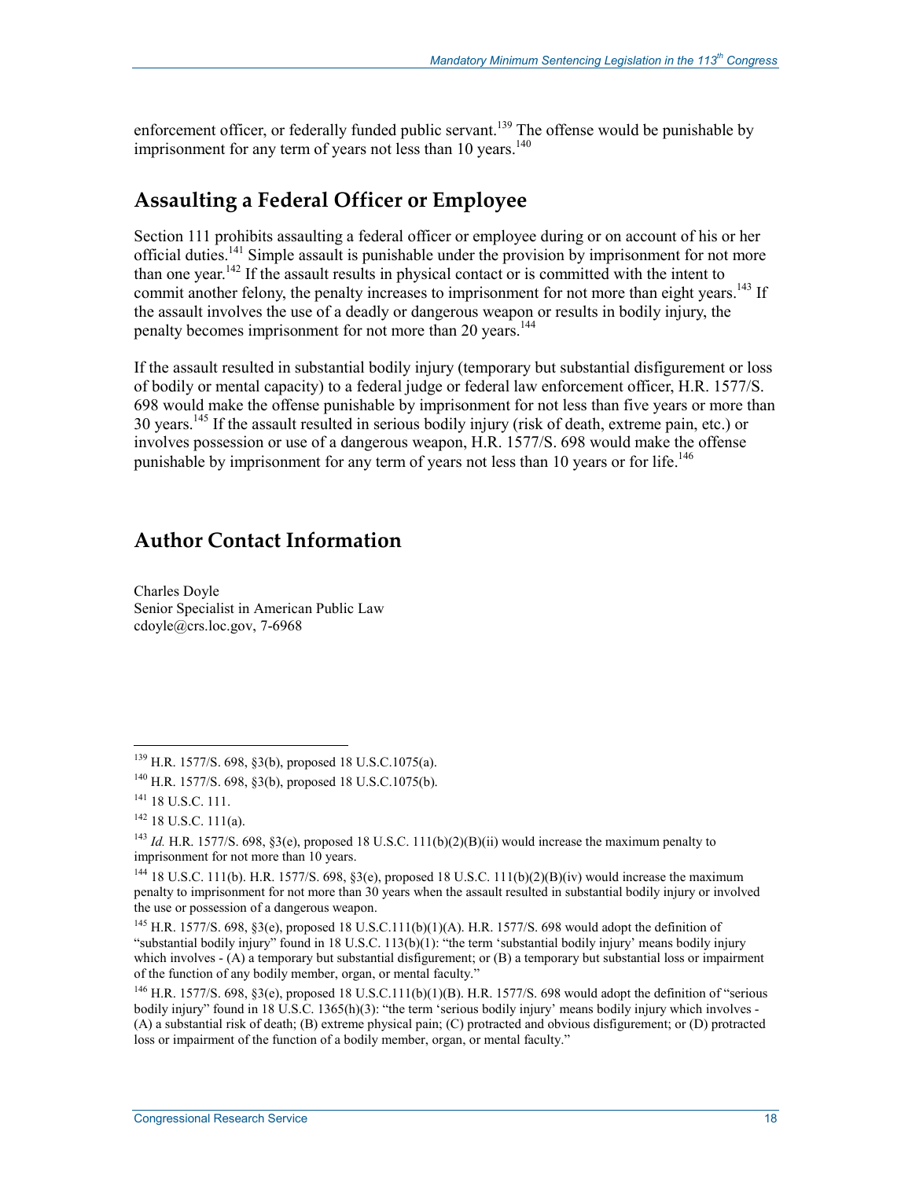enforcement officer, or federally funded public servant.[139] The offense would be punishable by imprisonment for any term of years not less than 10 years.[140]

## Assaulting a Federal Officer or Employee

Section 111 prohibits assaulting a federal officer or employee during or on account of his or her official duties.[141] Simple assault is punishable under the provision by imprisonment for not more than one year.[142] If the assault results in physical contact or is committed with the intent to commit another felony, the penalty increases to imprisonment for not more than eight years.[143] If the assault involves the use of a deadly or dangerous weapon or results in bodily injury, the penalty becomes imprisonment for not more than 20 years.[144]

If the assault resulted in substantial bodily injury (temporary but substantial disfigurement or loss of bodily or mental capacity) to a federal judge or federal law enforcement officer, H.R. 1577/S. 698 would make the offense punishable by imprisonment for not less than five years or more than 30 years.[145] If the assault resulted in serious bodily injury (risk of death, extreme pain, etc.) or involves possession or use of a dangerous weapon, H.R. 1577/S. 698 would make the offense punishable by imprisonment for any term of years not less than 10 years or for life.[146]

## Author Contact Information

Charles Doyle
Senior Specialist in American Public Law
cdoyle@crs.loc.gov, 7-6968

---

[139] H.R. 1577/S. 698, §3(b), proposed 18 U.S.C.1075(a).

[140] H.R. 1577/S. 698, §3(b), proposed 18 U.S.C.1075(b).

[141] 18 U.S.C. 111.

[142] 18 U.S.C. 111(a).

[143] *Id.* H.R. 1577/S. 698, §3(e), proposed 18 U.S.C. 111(b)(2)(B)(ii) would increase the maximum penalty to imprisonment for not more than 10 years.

[144] 18 U.S.C. 111(b). H.R. 1577/S. 698, §3(e), proposed 18 U.S.C. 111(b)(2)(B)(iv) would increase the maximum penalty to imprisonment for not more than 30 years when the assault resulted in substantial bodily injury or involved the use or possession of a dangerous weapon.

[145] H.R. 1577/S. 698, §3(e), proposed 18 U.S.C.111(b)(1)(A). H.R. 1577/S. 698 would adopt the definition of "substantial bodily injury" found in 18 U.S.C. 113(b)(1): "the term 'substantial bodily injury' means bodily injury which involves - (A) a temporary but substantial disfigurement; or (B) a temporary but substantial loss or impairment of the function of any bodily member, organ, or mental faculty."

[146] H.R. 1577/S. 698, §3(e), proposed 18 U.S.C.111(b)(1)(B). H.R. 1577/S. 698 would adopt the definition of "serious bodily injury" found in 18 U.S.C. 1365(h)(3): "the term 'serious bodily injury' means bodily injury which involves - (A) a substantial risk of death; (B) extreme physical pain; (C) protracted and obvious disfigurement; or (D) protracted loss or impairment of the function of a bodily member, organ, or mental faculty."